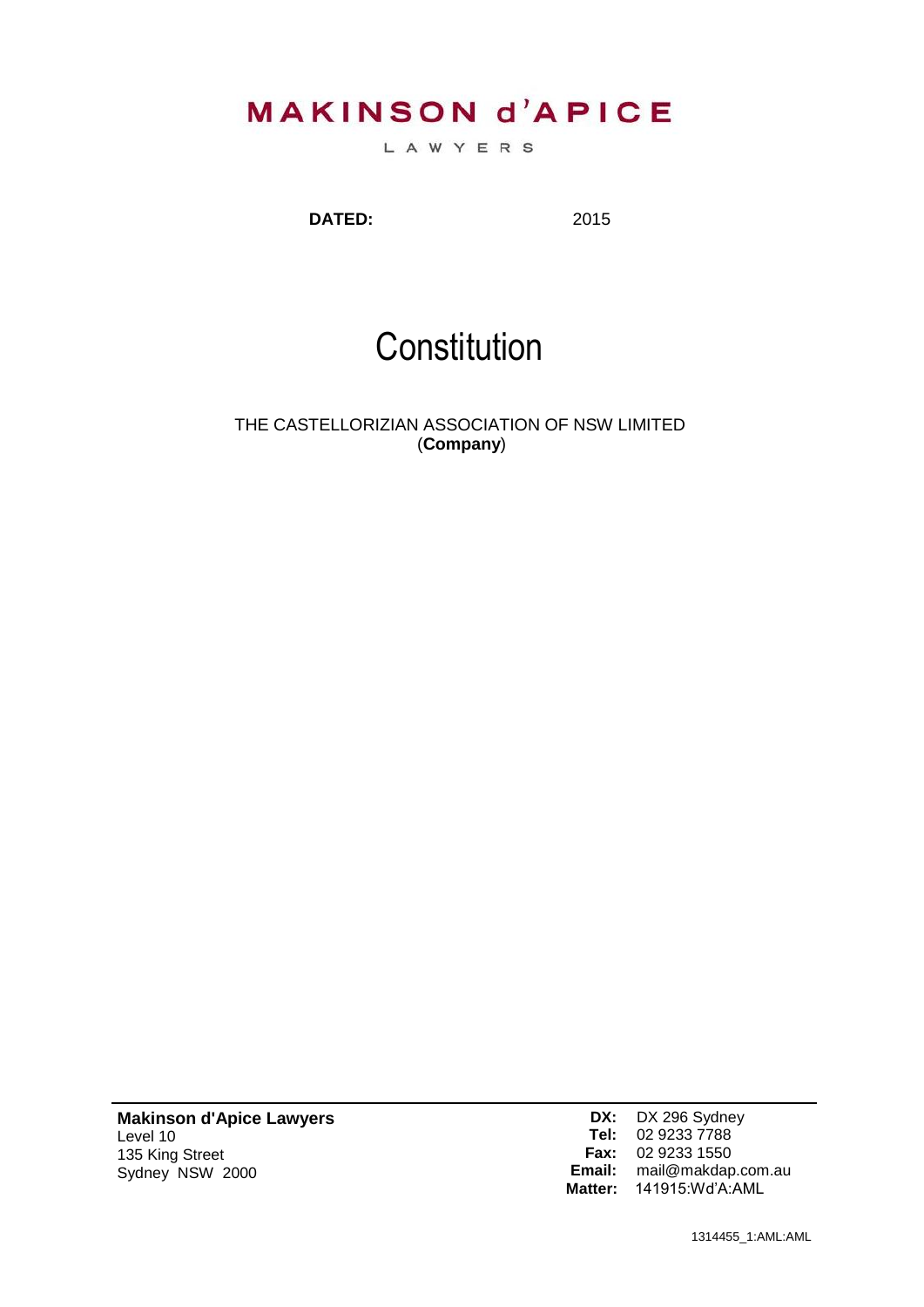**MAKINSON d'APICE**

LAWYERS

**DATED:** 2015

# Constitution

THE CASTELLORIZIAN ASSOCIATION OF NSW LIMITED
(**Company**)

---

**Makinson d'Apice Lawyers**
Level 10
135 King Street
Sydney NSW 2000

**DX:** DX 296 Sydney
**Tel:** 02 9233 7788
**Fax:** 02 9233 1550
**Email:** mail@makdap.com.au
**Matter:** 141915:Wd'A:AML

1314455_1:AML:AML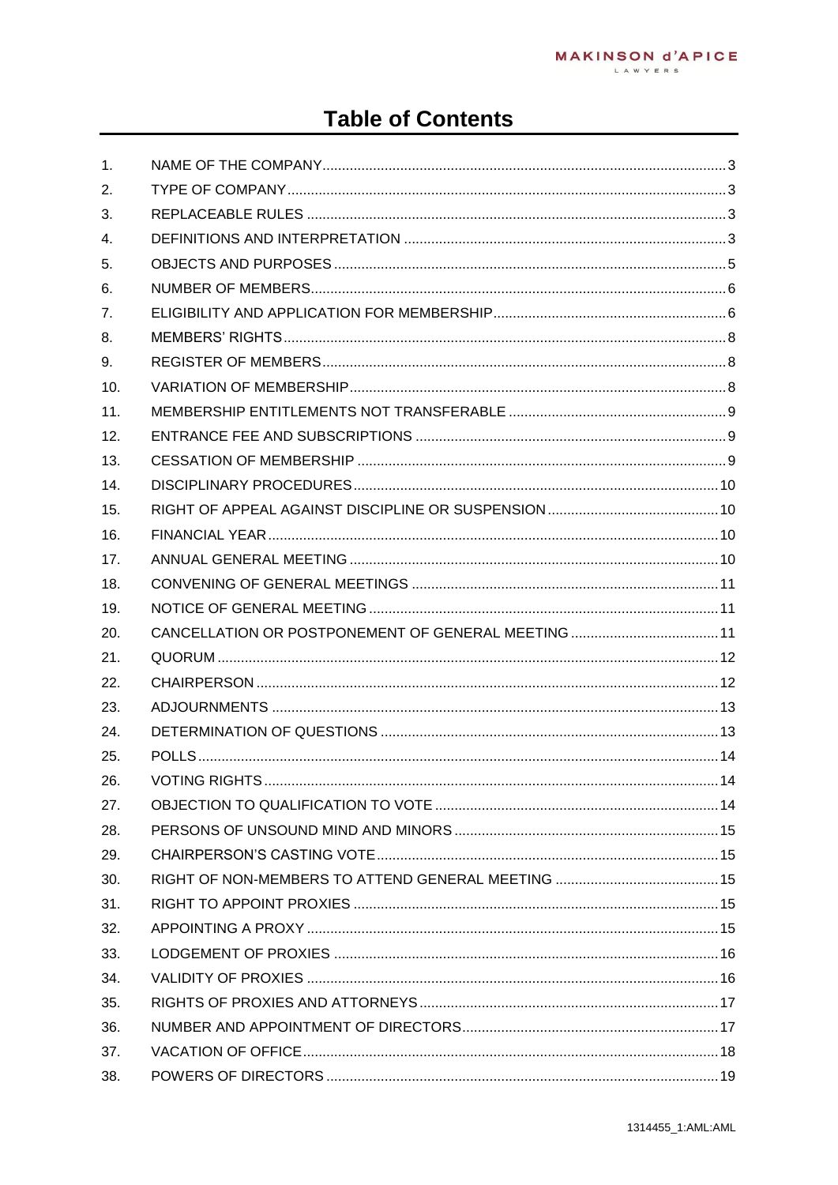# Table of Contents

| | | |
|---|---|---|
| 1. | NAME OF THE COMPANY | 3 |
| 2. | TYPE OF COMPANY | 3 |
| 3. | REPLACEABLE RULES | 3 |
| 4. | DEFINITIONS AND INTERPRETATION | 3 |
| 5. | OBJECTS AND PURPOSES | 5 |
| 6. | NUMBER OF MEMBERS | 6 |
| 7. | ELIGIBILITY AND APPLICATION FOR MEMBERSHIP | 6 |
| 8. | MEMBERS' RIGHTS | 8 |
| 9. | REGISTER OF MEMBERS | 8 |
| 10. | VARIATION OF MEMBERSHIP | 8 |
| 11. | MEMBERSHIP ENTITLEMENTS NOT TRANSFERABLE | 9 |
| 12. | ENTRANCE FEE AND SUBSCRIPTIONS | 9 |
| 13. | CESSATION OF MEMBERSHIP | 9 |
| 14. | DISCIPLINARY PROCEDURES | 10 |
| 15. | RIGHT OF APPEAL AGAINST DISCIPLINE OR SUSPENSION | 10 |
| 16. | FINANCIAL YEAR | 10 |
| 17. | ANNUAL GENERAL MEETING | 10 |
| 18. | CONVENING OF GENERAL MEETINGS | 11 |
| 19. | NOTICE OF GENERAL MEETING | 11 |
| 20. | CANCELLATION OR POSTPONEMENT OF GENERAL MEETING | 11 |
| 21. | QUORUM | 12 |
| 22. | CHAIRPERSON | 12 |
| 23. | ADJOURNMENTS | 13 |
| 24. | DETERMINATION OF QUESTIONS | 13 |
| 25. | POLLS | 14 |
| 26. | VOTING RIGHTS | 14 |
| 27. | OBJECTION TO QUALIFICATION TO VOTE | 14 |
| 28. | PERSONS OF UNSOUND MIND AND MINORS | 15 |
| 29. | CHAIRPERSON'S CASTING VOTE | 15 |
| 30. | RIGHT OF NON-MEMBERS TO ATTEND GENERAL MEETING | 15 |
| 31. | RIGHT TO APPOINT PROXIES | 15 |
| 32. | APPOINTING A PROXY | 15 |
| 33. | LODGEMENT OF PROXIES | 16 |
| 34. | VALIDITY OF PROXIES | 16 |
| 35. | RIGHTS OF PROXIES AND ATTORNEYS | 17 |
| 36. | NUMBER AND APPOINTMENT OF DIRECTORS | 17 |
| 37. | VACATION OF OFFICE | 18 |
| 38. | POWERS OF DIRECTORS | 19 |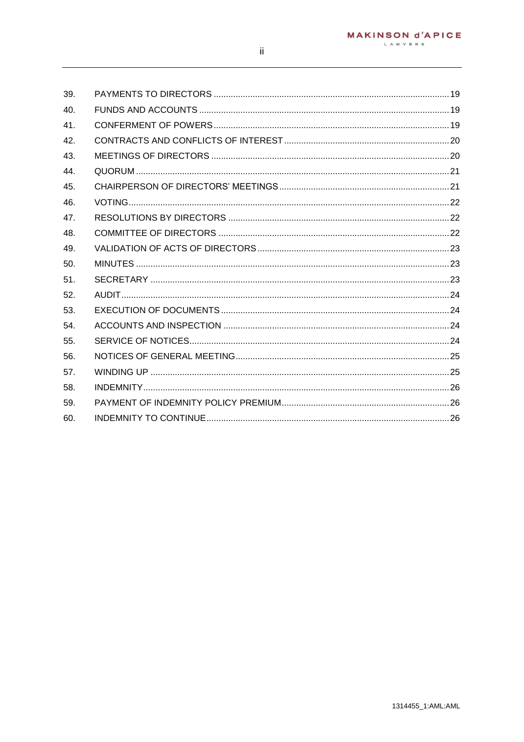| | | |
|---|---|---|
| 39. | PAYMENTS TO DIRECTORS | 19 |
| 40. | FUNDS AND ACCOUNTS | 19 |
| 41. | CONFERMENT OF POWERS | 19 |
| 42. | CONTRACTS AND CONFLICTS OF INTEREST | 20 |
| 43. | MEETINGS OF DIRECTORS | 20 |
| 44. | QUORUM | 21 |
| 45. | CHAIRPERSON OF DIRECTORS' MEETINGS | 21 |
| 46. | VOTING | 22 |
| 47. | RESOLUTIONS BY DIRECTORS | 22 |
| 48. | COMMITTEE OF DIRECTORS | 22 |
| 49. | VALIDATION OF ACTS OF DIRECTORS | 23 |
| 50. | MINUTES | 23 |
| 51. | SECRETARY | 23 |
| 52. | AUDIT | 24 |
| 53. | EXECUTION OF DOCUMENTS | 24 |
| 54. | ACCOUNTS AND INSPECTION | 24 |
| 55. | SERVICE OF NOTICES | 24 |
| 56. | NOTICES OF GENERAL MEETING | 25 |
| 57. | WINDING UP | 25 |
| 58. | INDEMNITY | 26 |
| 59. | PAYMENT OF INDEMNITY POLICY PREMIUM | 26 |
| 60. | INDEMNITY TO CONTINUE | 26 |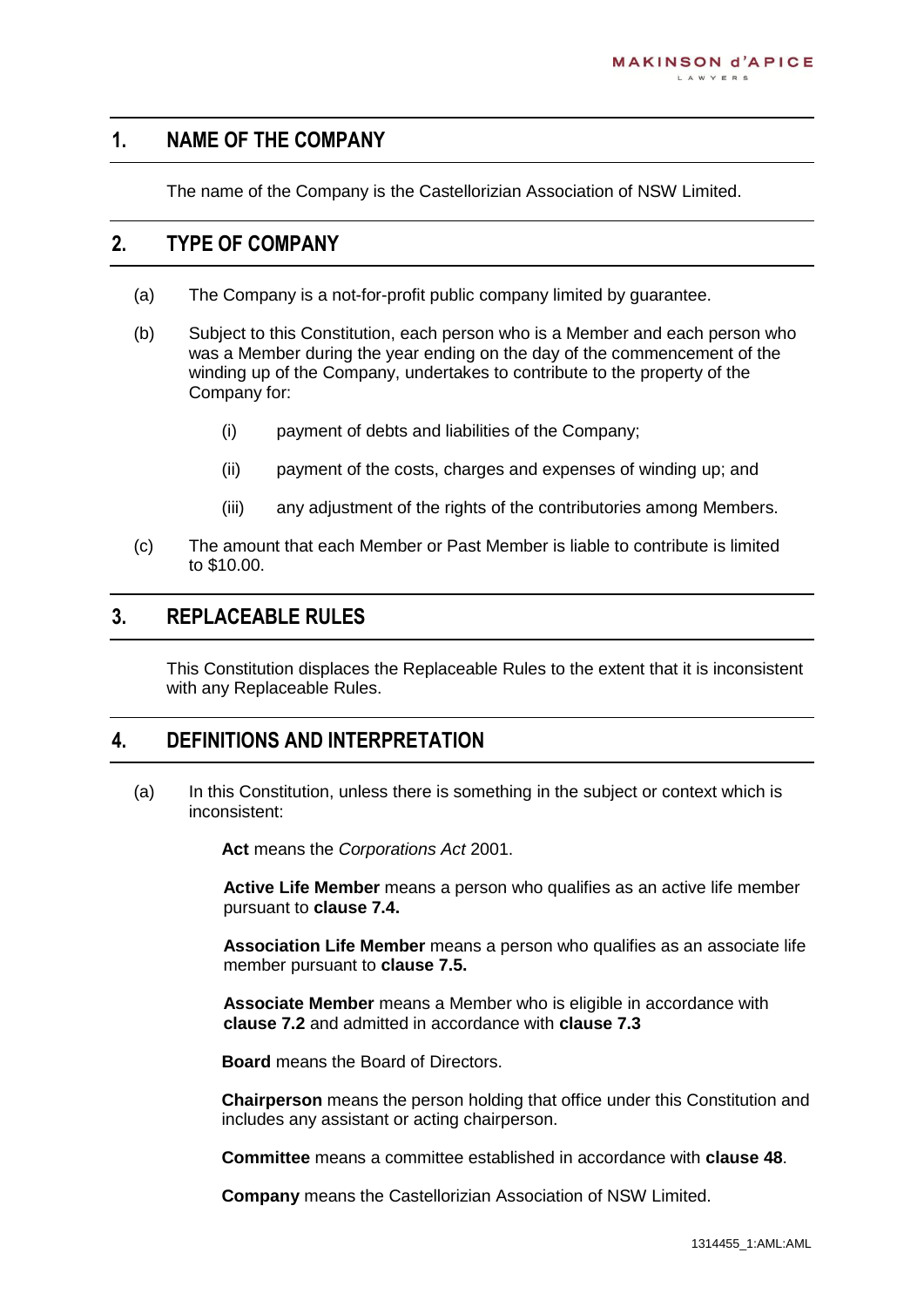## 1. NAME OF THE COMPANY

The name of the Company is the Castellorizian Association of NSW Limited.

## 2. TYPE OF COMPANY

(a) The Company is a not-for-profit public company limited by guarantee.

(b) Subject to this Constitution, each person who is a Member and each person who was a Member during the year ending on the day of the commencement of the winding up of the Company, undertakes to contribute to the property of the Company for:

   (i) payment of debts and liabilities of the Company;

   (ii) payment of the costs, charges and expenses of winding up; and

   (iii) any adjustment of the rights of the contributories among Members.

(c) The amount that each Member or Past Member is liable to contribute is limited to $10.00.

## 3. REPLACEABLE RULES

This Constitution displaces the Replaceable Rules to the extent that it is inconsistent with any Replaceable Rules.

## 4. DEFINITIONS AND INTERPRETATION

(a) In this Constitution, unless there is something in the subject or context which is inconsistent:

**Act** means the *Corporations Act* 2001.

**Active Life Member** means a person who qualifies as an active life member pursuant to **clause 7.4.**

**Association Life Member** means a person who qualifies as an associate life member pursuant to **clause 7.5.**

**Associate Member** means a Member who is eligible in accordance with **clause 7.2** and admitted in accordance with **clause 7.3**

**Board** means the Board of Directors.

**Chairperson** means the person holding that office under this Constitution and includes any assistant or acting chairperson.

**Committee** means a committee established in accordance with **clause 48**.

**Company** means the Castellorizian Association of NSW Limited.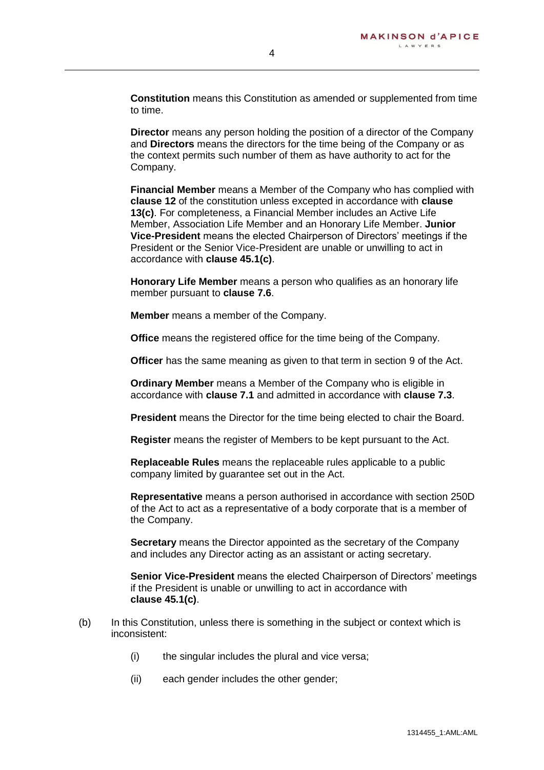**Constitution** means this Constitution as amended or supplemented from time to time.

**Director** means any person holding the position of a director of the Company and **Directors** means the directors for the time being of the Company or as the context permits such number of them as have authority to act for the Company.

**Financial Member** means a Member of the Company who has complied with **clause 12** of the constitution unless excepted in accordance with **clause 13(c)**. For completeness, a Financial Member includes an Active Life Member, Association Life Member and an Honorary Life Member. **Junior Vice-President** means the elected Chairperson of Directors' meetings if the President or the Senior Vice-President are unable or unwilling to act in accordance with **clause 45.1(c)**.

**Honorary Life Member** means a person who qualifies as an honorary life member pursuant to **clause 7.6**.

**Member** means a member of the Company.

**Office** means the registered office for the time being of the Company.

**Officer** has the same meaning as given to that term in section 9 of the Act.

**Ordinary Member** means a Member of the Company who is eligible in accordance with **clause 7.1** and admitted in accordance with **clause 7.3**.

**President** means the Director for the time being elected to chair the Board.

**Register** means the register of Members to be kept pursuant to the Act.

**Replaceable Rules** means the replaceable rules applicable to a public company limited by guarantee set out in the Act.

**Representative** means a person authorised in accordance with section 250D of the Act to act as a representative of a body corporate that is a member of the Company.

**Secretary** means the Director appointed as the secretary of the Company and includes any Director acting as an assistant or acting secretary.

**Senior Vice-President** means the elected Chairperson of Directors' meetings if the President is unable or unwilling to act in accordance with **clause 45.1(c)**.

(b) In this Constitution, unless there is something in the subject or context which is inconsistent:

 (i) the singular includes the plural and vice versa;

 (ii) each gender includes the other gender;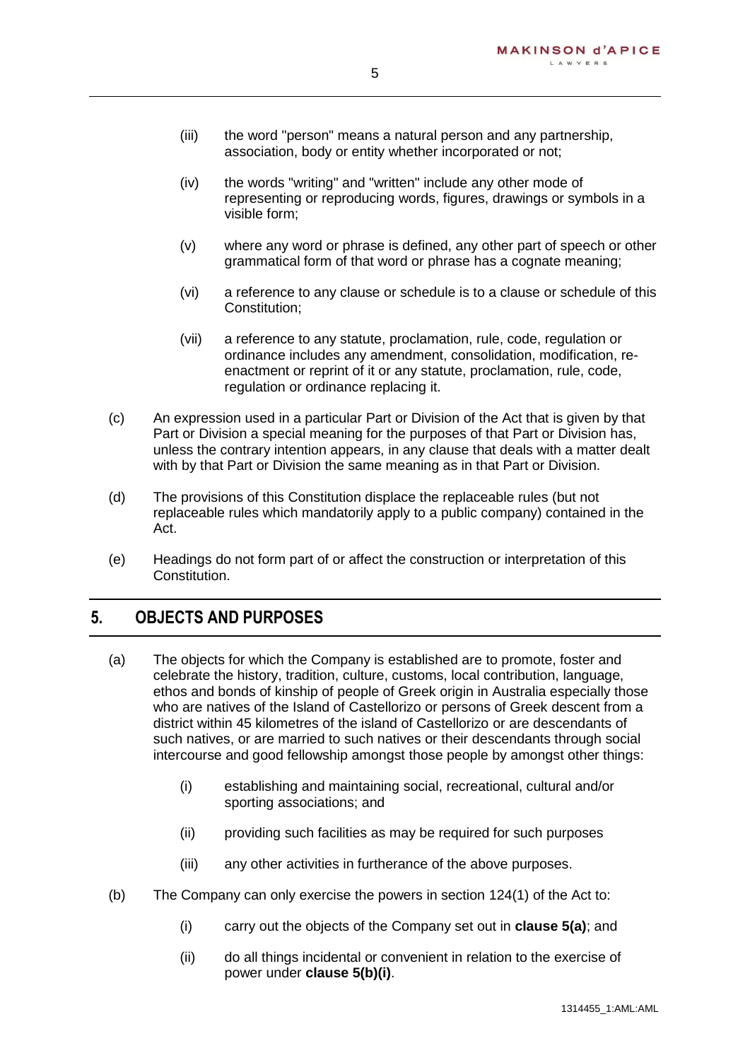(iii) the word "person" means a natural person and any partnership, association, body or entity whether incorporated or not;

(iv) the words "writing" and "written" include any other mode of representing or reproducing words, figures, drawings or symbols in a visible form;

(v) where any word or phrase is defined, any other part of speech or other grammatical form of that word or phrase has a cognate meaning;

(vi) a reference to any clause or schedule is to a clause or schedule of this Constitution;

(vii) a reference to any statute, proclamation, rule, code, regulation or ordinance includes any amendment, consolidation, modification, re-enactment or reprint of it or any statute, proclamation, rule, code, regulation or ordinance replacing it.

(c) An expression used in a particular Part or Division of the Act that is given by that Part or Division a special meaning for the purposes of that Part or Division has, unless the contrary intention appears, in any clause that deals with a matter dealt with by that Part or Division the same meaning as in that Part or Division.

(d) The provisions of this Constitution displace the replaceable rules (but not replaceable rules which mandatorily apply to a public company) contained in the Act.

(e) Headings do not form part of or affect the construction or interpretation of this Constitution.

## 5. OBJECTS AND PURPOSES

(a) The objects for which the Company is established are to promote, foster and celebrate the history, tradition, culture, customs, local contribution, language, ethos and bonds of kinship of people of Greek origin in Australia especially those who are natives of the Island of Castellorizo or persons of Greek descent from a district within 45 kilometres of the island of Castellorizo or are descendants of such natives, or are married to such natives or their descendants through social intercourse and good fellowship amongst those people by amongst other things:

(i) establishing and maintaining social, recreational, cultural and/or sporting associations; and

(ii) providing such facilities as may be required for such purposes

(iii) any other activities in furtherance of the above purposes.

(b) The Company can only exercise the powers in section 124(1) of the Act to:

(i) carry out the objects of the Company set out in **clause 5(a)**; and

(ii) do all things incidental or convenient in relation to the exercise of power under **clause 5(b)(i)**.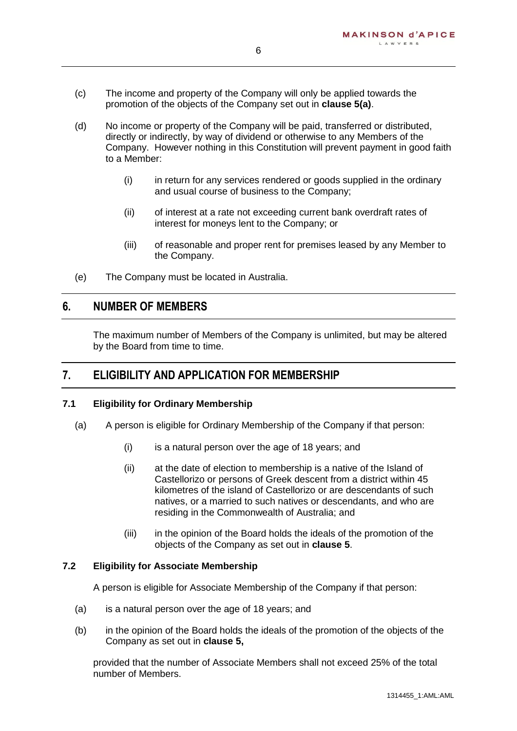(c) The income and property of the Company will only be applied towards the promotion of the objects of the Company set out in **clause 5(a)**.

(d) No income or property of the Company will be paid, transferred or distributed, directly or indirectly, by way of dividend or otherwise to any Members of the Company. However nothing in this Constitution will prevent payment in good faith to a Member:

   (i) in return for any services rendered or goods supplied in the ordinary and usual course of business to the Company;

   (ii) of interest at a rate not exceeding current bank overdraft rates of interest for moneys lent to the Company; or

   (iii) of reasonable and proper rent for premises leased by any Member to the Company.

(e) The Company must be located in Australia.

## 6. NUMBER OF MEMBERS

The maximum number of Members of the Company is unlimited, but may be altered by the Board from time to time.

## 7. ELIGIBILITY AND APPLICATION FOR MEMBERSHIP

### 7.1 Eligibility for Ordinary Membership

(a) A person is eligible for Ordinary Membership of the Company if that person:

   (i) is a natural person over the age of 18 years; and

   (ii) at the date of election to membership is a native of the Island of Castellorizo or persons of Greek descent from a district within 45 kilometres of the island of Castellorizo or are descendants of such natives, or a married to such natives or descendants, and who are residing in the Commonwealth of Australia; and

   (iii) in the opinion of the Board holds the ideals of the promotion of the objects of the Company as set out in **clause 5**.

### 7.2 Eligibility for Associate Membership

A person is eligible for Associate Membership of the Company if that person:

(a) is a natural person over the age of 18 years; and

(b) in the opinion of the Board holds the ideals of the promotion of the objects of the Company as set out in **clause 5,**

provided that the number of Associate Members shall not exceed 25% of the total number of Members.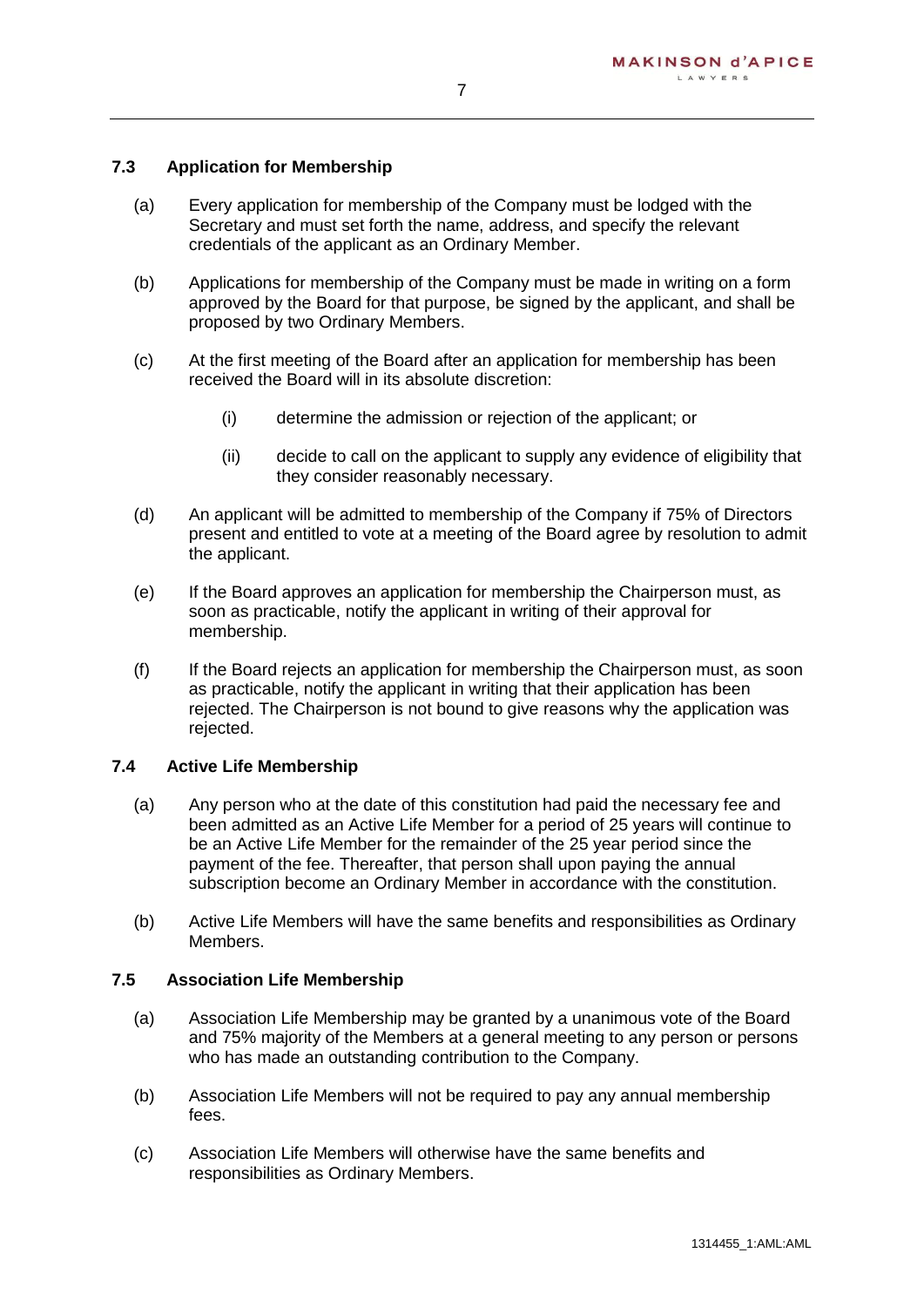### 7.3 Application for Membership

(a) Every application for membership of the Company must be lodged with the Secretary and must set forth the name, address, and specify the relevant credentials of the applicant as an Ordinary Member.

(b) Applications for membership of the Company must be made in writing on a form approved by the Board for that purpose, be signed by the applicant, and shall be proposed by two Ordinary Members.

(c) At the first meeting of the Board after an application for membership has been received the Board will in its absolute discretion:

   (i) determine the admission or rejection of the applicant; or

   (ii) decide to call on the applicant to supply any evidence of eligibility that they consider reasonably necessary.

(d) An applicant will be admitted to membership of the Company if 75% of Directors present and entitled to vote at a meeting of the Board agree by resolution to admit the applicant.

(e) If the Board approves an application for membership the Chairperson must, as soon as practicable, notify the applicant in writing of their approval for membership.

(f) If the Board rejects an application for membership the Chairperson must, as soon as practicable, notify the applicant in writing that their application has been rejected. The Chairperson is not bound to give reasons why the application was rejected.

### 7.4 Active Life Membership

(a) Any person who at the date of this constitution had paid the necessary fee and been admitted as an Active Life Member for a period of 25 years will continue to be an Active Life Member for the remainder of the 25 year period since the payment of the fee. Thereafter, that person shall upon paying the annual subscription become an Ordinary Member in accordance with the constitution.

(b) Active Life Members will have the same benefits and responsibilities as Ordinary Members.

### 7.5 Association Life Membership

(a) Association Life Membership may be granted by a unanimous vote of the Board and 75% majority of the Members at a general meeting to any person or persons who has made an outstanding contribution to the Company.

(b) Association Life Members will not be required to pay any annual membership fees.

(c) Association Life Members will otherwise have the same benefits and responsibilities as Ordinary Members.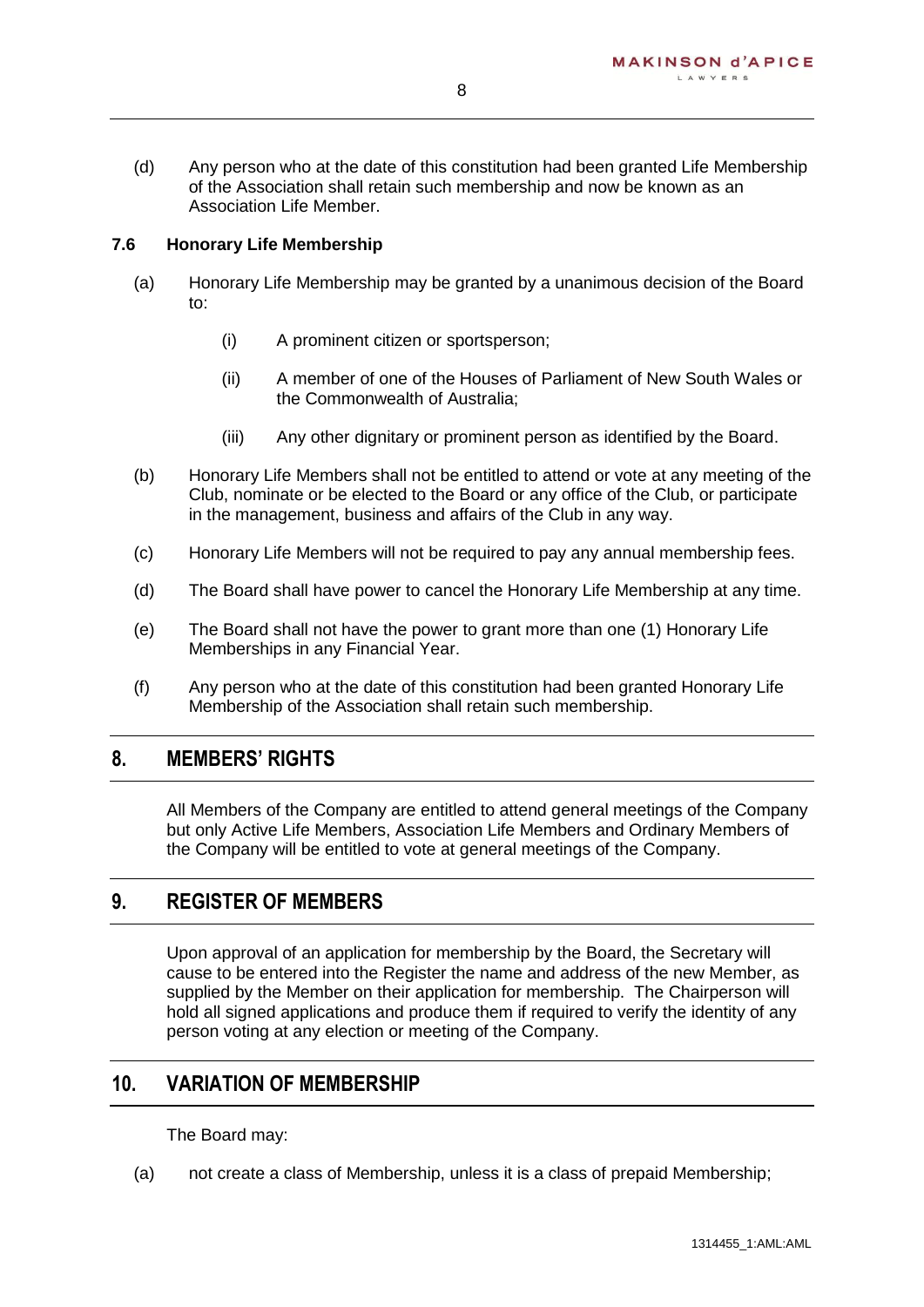(d) Any person who at the date of this constitution had been granted Life Membership of the Association shall retain such membership and now be known as an Association Life Member.

### 7.6 Honorary Life Membership

(a) Honorary Life Membership may be granted by a unanimous decision of the Board to:

- (i) A prominent citizen or sportsperson;
- (ii) A member of one of the Houses of Parliament of New South Wales or the Commonwealth of Australia;
- (iii) Any other dignitary or prominent person as identified by the Board.

(b) Honorary Life Members shall not be entitled to attend or vote at any meeting of the Club, nominate or be elected to the Board or any office of the Club, or participate in the management, business and affairs of the Club in any way.

(c) Honorary Life Members will not be required to pay any annual membership fees.

(d) The Board shall have power to cancel the Honorary Life Membership at any time.

(e) The Board shall not have the power to grant more than one (1) Honorary Life Memberships in any Financial Year.

(f) Any person who at the date of this constitution had been granted Honorary Life Membership of the Association shall retain such membership.

## 8. MEMBERS' RIGHTS

All Members of the Company are entitled to attend general meetings of the Company but only Active Life Members, Association Life Members and Ordinary Members of the Company will be entitled to vote at general meetings of the Company.

## 9. REGISTER OF MEMBERS

Upon approval of an application for membership by the Board, the Secretary will cause to be entered into the Register the name and address of the new Member, as supplied by the Member on their application for membership. The Chairperson will hold all signed applications and produce them if required to verify the identity of any person voting at any election or meeting of the Company.

## 10. VARIATION OF MEMBERSHIP

The Board may:

(a) not create a class of Membership, unless it is a class of prepaid Membership;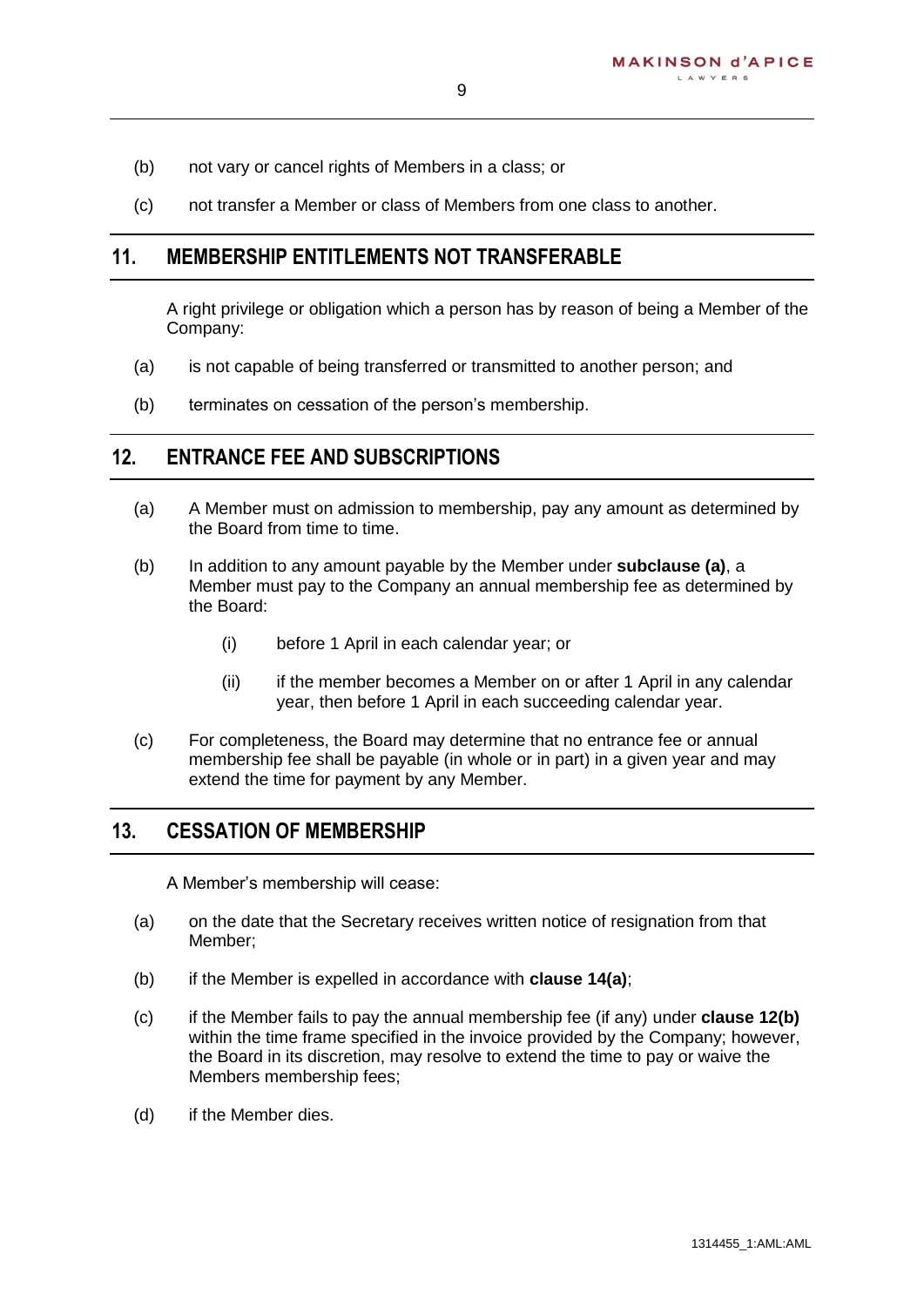(b) not vary or cancel rights of Members in a class; or

(c) not transfer a Member or class of Members from one class to another.

## 11. MEMBERSHIP ENTITLEMENTS NOT TRANSFERABLE

A right privilege or obligation which a person has by reason of being a Member of the Company:

(a) is not capable of being transferred or transmitted to another person; and

(b) terminates on cessation of the person's membership.

## 12. ENTRANCE FEE AND SUBSCRIPTIONS

(a) A Member must on admission to membership, pay any amount as determined by the Board from time to time.

(b) In addition to any amount payable by the Member under **subclause (a)**, a Member must pay to the Company an annual membership fee as determined by the Board:

  (i) before 1 April in each calendar year; or

  (ii) if the member becomes a Member on or after 1 April in any calendar year, then before 1 April in each succeeding calendar year.

(c) For completeness, the Board may determine that no entrance fee or annual membership fee shall be payable (in whole or in part) in a given year and may extend the time for payment by any Member.

## 13. CESSATION OF MEMBERSHIP

A Member's membership will cease:

(a) on the date that the Secretary receives written notice of resignation from that Member;

(b) if the Member is expelled in accordance with **clause 14(a)**;

(c) if the Member fails to pay the annual membership fee (if any) under **clause 12(b)** within the time frame specified in the invoice provided by the Company; however, the Board in its discretion, may resolve to extend the time to pay or waive the Members membership fees;

(d) if the Member dies.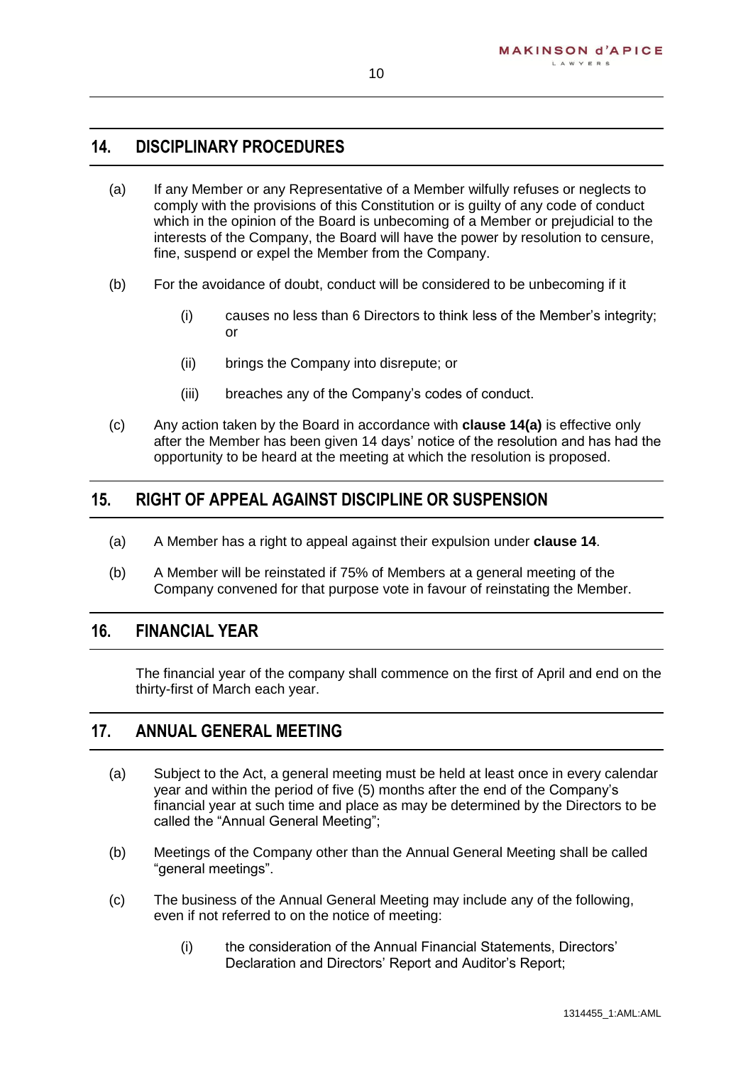## 14. DISCIPLINARY PROCEDURES

(a) If any Member or any Representative of a Member wilfully refuses or neglects to comply with the provisions of this Constitution or is guilty of any code of conduct which in the opinion of the Board is unbecoming of a Member or prejudicial to the interests of the Company, the Board will have the power by resolution to censure, fine, suspend or expel the Member from the Company.

(b) For the avoidance of doubt, conduct will be considered to be unbecoming if it

(i) causes no less than 6 Directors to think less of the Member's integrity; or

(ii) brings the Company into disrepute; or

(iii) breaches any of the Company's codes of conduct.

(c) Any action taken by the Board in accordance with **clause 14(a)** is effective only after the Member has been given 14 days' notice of the resolution and has had the opportunity to be heard at the meeting at which the resolution is proposed.

## 15. RIGHT OF APPEAL AGAINST DISCIPLINE OR SUSPENSION

(a) A Member has a right to appeal against their expulsion under **clause 14**.

(b) A Member will be reinstated if 75% of Members at a general meeting of the Company convened for that purpose vote in favour of reinstating the Member.

## 16. FINANCIAL YEAR

The financial year of the company shall commence on the first of April and end on the thirty-first of March each year.

## 17. ANNUAL GENERAL MEETING

(a) Subject to the Act, a general meeting must be held at least once in every calendar year and within the period of five (5) months after the end of the Company's financial year at such time and place as may be determined by the Directors to be called the "Annual General Meeting";

(b) Meetings of the Company other than the Annual General Meeting shall be called "general meetings".

(c) The business of the Annual General Meeting may include any of the following, even if not referred to on the notice of meeting:

(i) the consideration of the Annual Financial Statements, Directors' Declaration and Directors' Report and Auditor's Report;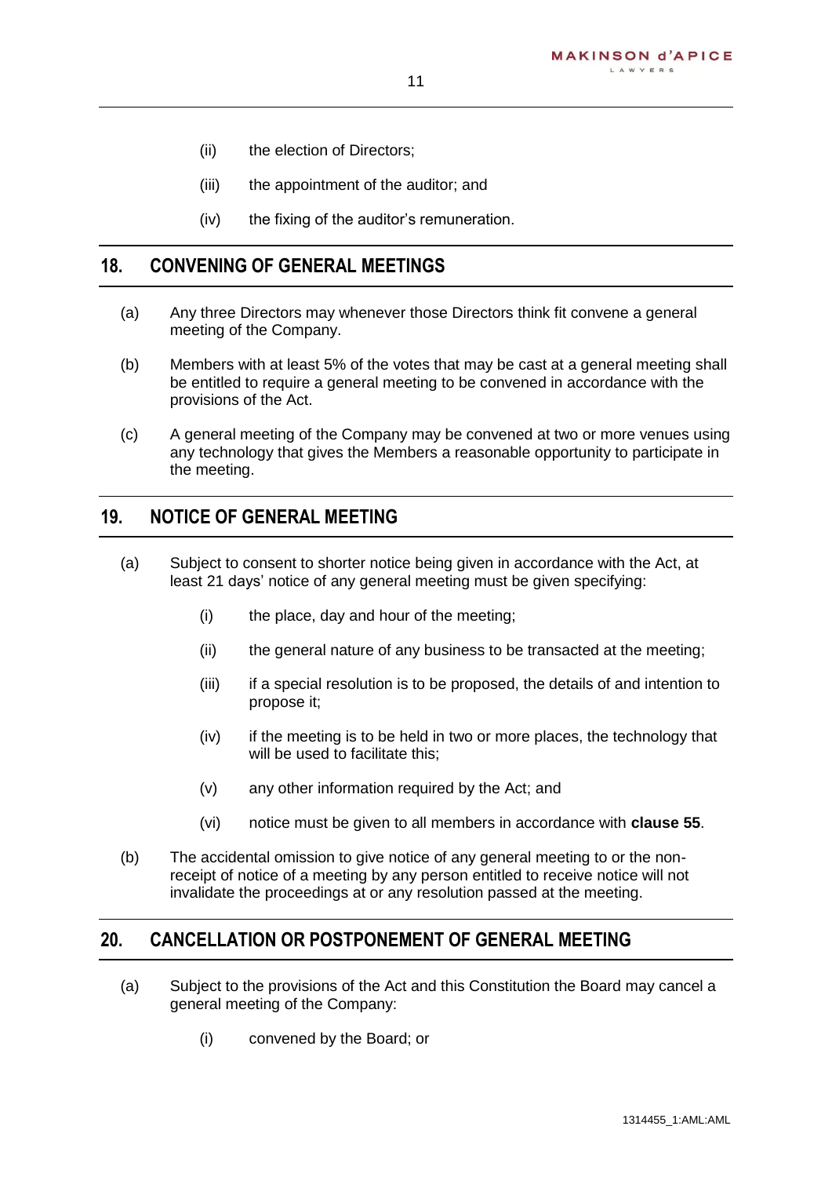(ii) the election of Directors;

(iii) the appointment of the auditor; and

(iv) the fixing of the auditor's remuneration.

## 18. CONVENING OF GENERAL MEETINGS

(a) Any three Directors may whenever those Directors think fit convene a general meeting of the Company.

(b) Members with at least 5% of the votes that may be cast at a general meeting shall be entitled to require a general meeting to be convened in accordance with the provisions of the Act.

(c) A general meeting of the Company may be convened at two or more venues using any technology that gives the Members a reasonable opportunity to participate in the meeting.

## 19. NOTICE OF GENERAL MEETING

(a) Subject to consent to shorter notice being given in accordance with the Act, at least 21 days' notice of any general meeting must be given specifying:

(i) the place, day and hour of the meeting;

(ii) the general nature of any business to be transacted at the meeting;

(iii) if a special resolution is to be proposed, the details of and intention to propose it;

(iv) if the meeting is to be held in two or more places, the technology that will be used to facilitate this;

(v) any other information required by the Act; and

(vi) notice must be given to all members in accordance with **clause 55**.

(b) The accidental omission to give notice of any general meeting to or the non-receipt of notice of a meeting by any person entitled to receive notice will not invalidate the proceedings at or any resolution passed at the meeting.

## 20. CANCELLATION OR POSTPONEMENT OF GENERAL MEETING

(a) Subject to the provisions of the Act and this Constitution the Board may cancel a general meeting of the Company:

(i) convened by the Board; or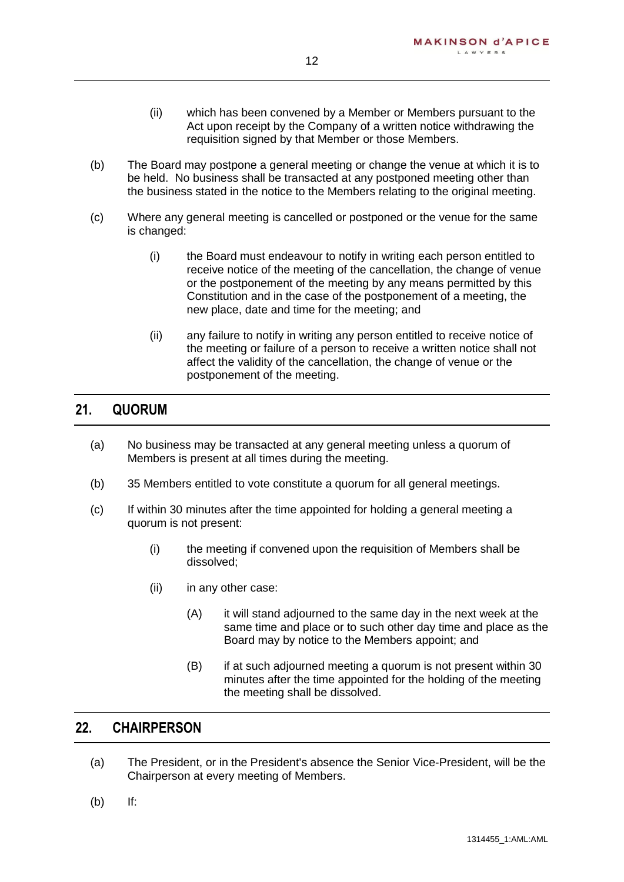(ii) which has been convened by a Member or Members pursuant to the Act upon receipt by the Company of a written notice withdrawing the requisition signed by that Member or those Members.

(b) The Board may postpone a general meeting or change the venue at which it is to be held. No business shall be transacted at any postponed meeting other than the business stated in the notice to the Members relating to the original meeting.

(c) Where any general meeting is cancelled or postponed or the venue for the same is changed:

(i) the Board must endeavour to notify in writing each person entitled to receive notice of the meeting of the cancellation, the change of venue or the postponement of the meeting by any means permitted by this Constitution and in the case of the postponement of a meeting, the new place, date and time for the meeting; and

(ii) any failure to notify in writing any person entitled to receive notice of the meeting or failure of a person to receive a written notice shall not affect the validity of the cancellation, the change of venue or the postponement of the meeting.

## 21. QUORUM

(a) No business may be transacted at any general meeting unless a quorum of Members is present at all times during the meeting.

(b) 35 Members entitled to vote constitute a quorum for all general meetings.

(c) If within 30 minutes after the time appointed for holding a general meeting a quorum is not present:

(i) the meeting if convened upon the requisition of Members shall be dissolved;

(ii) in any other case:

(A) it will stand adjourned to the same day in the next week at the same time and place or to such other day time and place as the Board may by notice to the Members appoint; and

(B) if at such adjourned meeting a quorum is not present within 30 minutes after the time appointed for the holding of the meeting the meeting shall be dissolved.

## 22. CHAIRPERSON

(a) The President, or in the President's absence the Senior Vice-President, will be the Chairperson at every meeting of Members.

(b) If: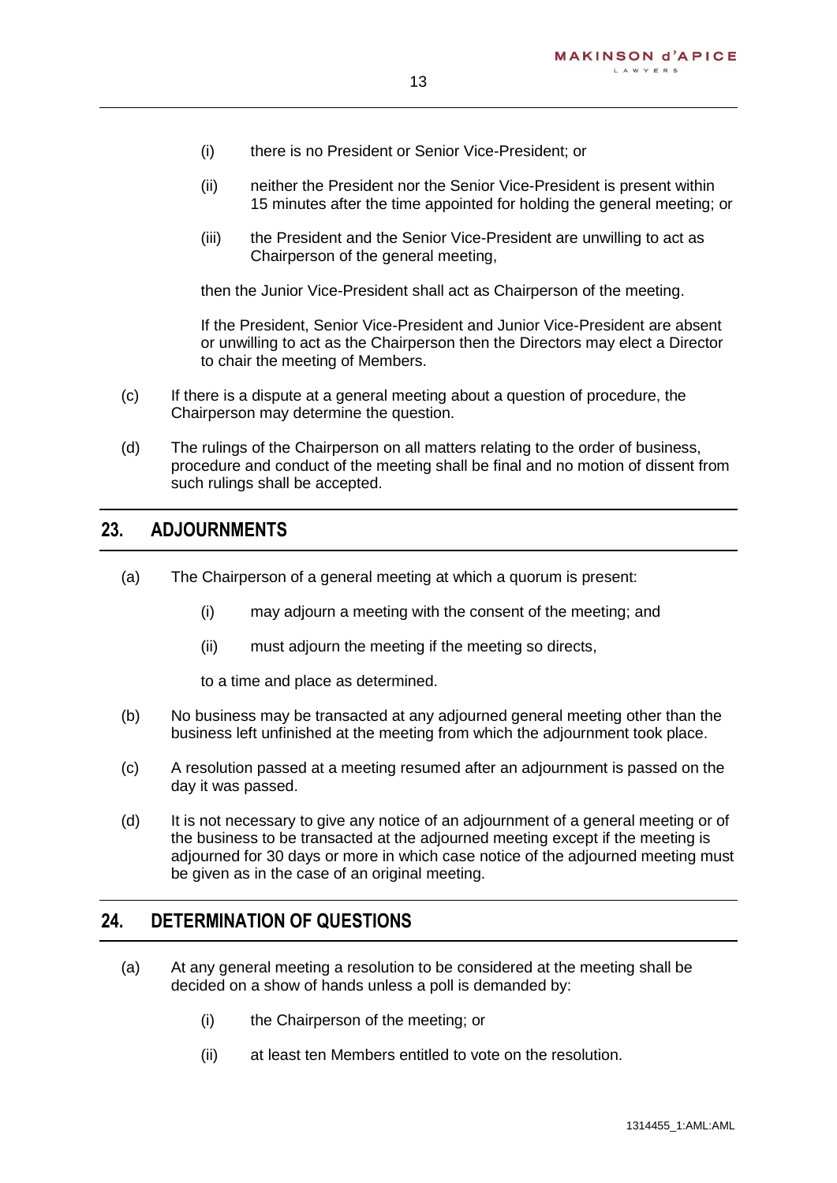(i) there is no President or Senior Vice-President; or

(ii) neither the President nor the Senior Vice-President is present within 15 minutes after the time appointed for holding the general meeting; or

(iii) the President and the Senior Vice-President are unwilling to act as Chairperson of the general meeting,

then the Junior Vice-President shall act as Chairperson of the meeting.

If the President, Senior Vice-President and Junior Vice-President are absent or unwilling to act as the Chairperson then the Directors may elect a Director to chair the meeting of Members.

(c) If there is a dispute at a general meeting about a question of procedure, the Chairperson may determine the question.

(d) The rulings of the Chairperson on all matters relating to the order of business, procedure and conduct of the meeting shall be final and no motion of dissent from such rulings shall be accepted.

## 23. ADJOURNMENTS

(a) The Chairperson of a general meeting at which a quorum is present:

(i) may adjourn a meeting with the consent of the meeting; and

(ii) must adjourn the meeting if the meeting so directs,

to a time and place as determined.

(b) No business may be transacted at any adjourned general meeting other than the business left unfinished at the meeting from which the adjournment took place.

(c) A resolution passed at a meeting resumed after an adjournment is passed on the day it was passed.

(d) It is not necessary to give any notice of an adjournment of a general meeting or of the business to be transacted at the adjourned meeting except if the meeting is adjourned for 30 days or more in which case notice of the adjourned meeting must be given as in the case of an original meeting.

## 24. DETERMINATION OF QUESTIONS

(a) At any general meeting a resolution to be considered at the meeting shall be decided on a show of hands unless a poll is demanded by:

(i) the Chairperson of the meeting; or

(ii) at least ten Members entitled to vote on the resolution.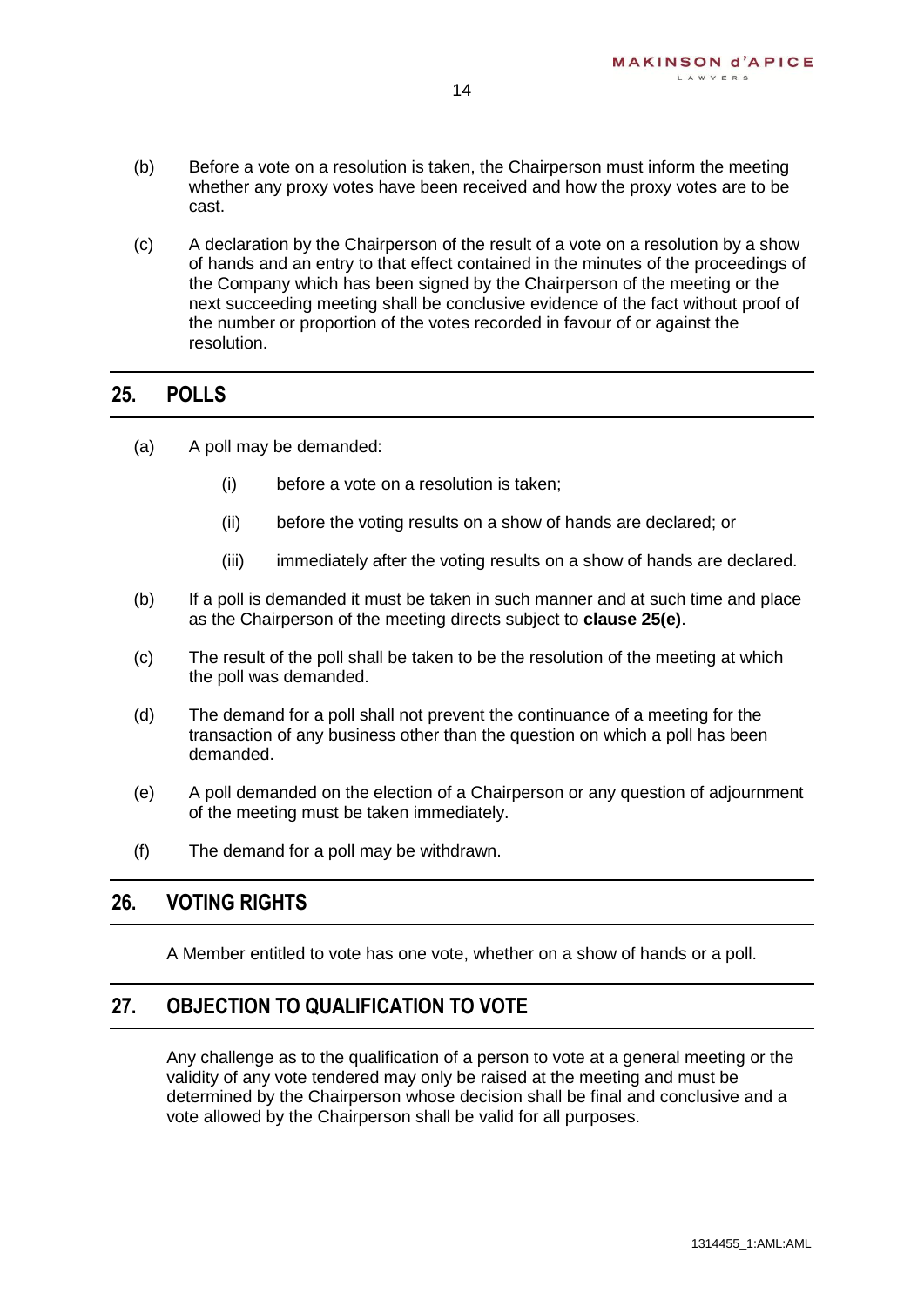(b) Before a vote on a resolution is taken, the Chairperson must inform the meeting whether any proxy votes have been received and how the proxy votes are to be cast.

(c) A declaration by the Chairperson of the result of a vote on a resolution by a show of hands and an entry to that effect contained in the minutes of the proceedings of the Company which has been signed by the Chairperson of the meeting or the next succeeding meeting shall be conclusive evidence of the fact without proof of the number or proportion of the votes recorded in favour of or against the resolution.

## 25. POLLS

(a) A poll may be demanded:

   (i) before a vote on a resolution is taken;

   (ii) before the voting results on a show of hands are declared; or

   (iii) immediately after the voting results on a show of hands are declared.

(b) If a poll is demanded it must be taken in such manner and at such time and place as the Chairperson of the meeting directs subject to **clause 25(e)**.

(c) The result of the poll shall be taken to be the resolution of the meeting at which the poll was demanded.

(d) The demand for a poll shall not prevent the continuance of a meeting for the transaction of any business other than the question on which a poll has been demanded.

(e) A poll demanded on the election of a Chairperson or any question of adjournment of the meeting must be taken immediately.

(f) The demand for a poll may be withdrawn.

## 26. VOTING RIGHTS

A Member entitled to vote has one vote, whether on a show of hands or a poll.

## 27. OBJECTION TO QUALIFICATION TO VOTE

Any challenge as to the qualification of a person to vote at a general meeting or the validity of any vote tendered may only be raised at the meeting and must be determined by the Chairperson whose decision shall be final and conclusive and a vote allowed by the Chairperson shall be valid for all purposes.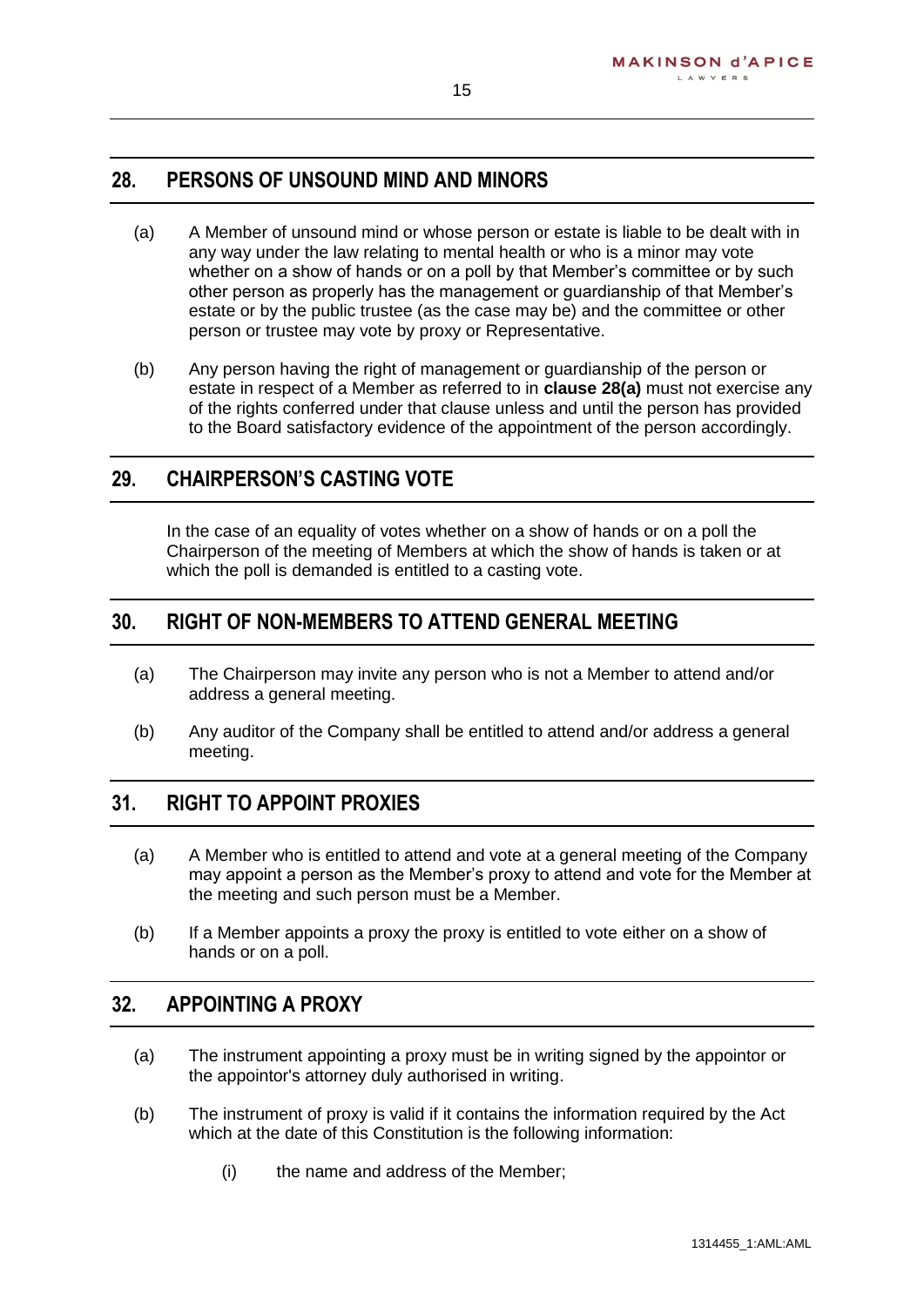## 28. PERSONS OF UNSOUND MIND AND MINORS

(a) A Member of unsound mind or whose person or estate is liable to be dealt with in any way under the law relating to mental health or who is a minor may vote whether on a show of hands or on a poll by that Member's committee or by such other person as properly has the management or guardianship of that Member's estate or by the public trustee (as the case may be) and the committee or other person or trustee may vote by proxy or Representative.

(b) Any person having the right of management or guardianship of the person or estate in respect of a Member as referred to in **clause 28(a)** must not exercise any of the rights conferred under that clause unless and until the person has provided to the Board satisfactory evidence of the appointment of the person accordingly.

## 29. CHAIRPERSON'S CASTING VOTE

In the case of an equality of votes whether on a show of hands or on a poll the Chairperson of the meeting of Members at which the show of hands is taken or at which the poll is demanded is entitled to a casting vote.

## 30. RIGHT OF NON-MEMBERS TO ATTEND GENERAL MEETING

(a) The Chairperson may invite any person who is not a Member to attend and/or address a general meeting.

(b) Any auditor of the Company shall be entitled to attend and/or address a general meeting.

## 31. RIGHT TO APPOINT PROXIES

(a) A Member who is entitled to attend and vote at a general meeting of the Company may appoint a person as the Member's proxy to attend and vote for the Member at the meeting and such person must be a Member.

(b) If a Member appoints a proxy the proxy is entitled to vote either on a show of hands or on a poll.

## 32. APPOINTING A PROXY

(a) The instrument appointing a proxy must be in writing signed by the appointor or the appointor's attorney duly authorised in writing.

(b) The instrument of proxy is valid if it contains the information required by the Act which at the date of this Constitution is the following information:

   (i) the name and address of the Member;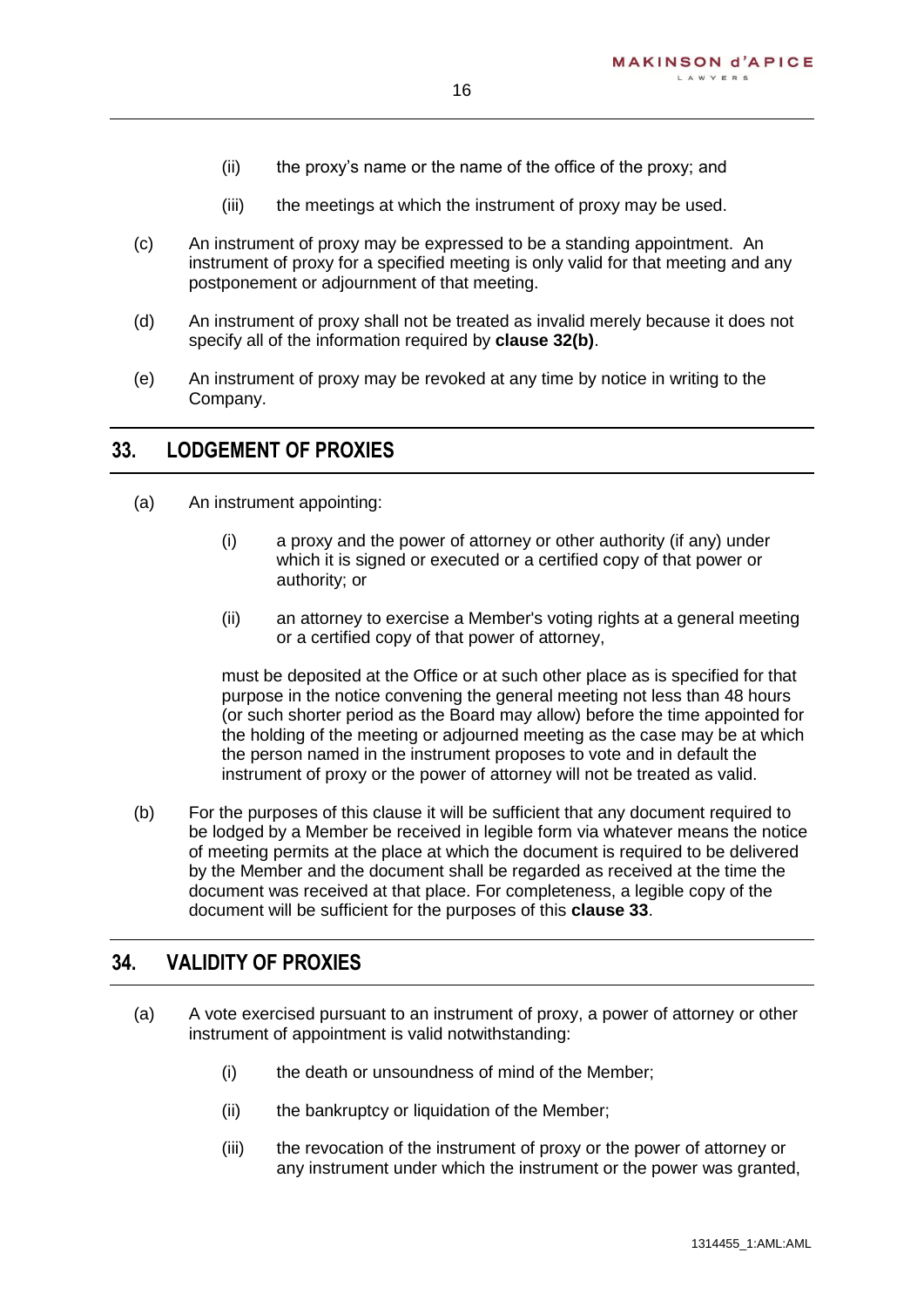(ii) the proxy's name or the name of the office of the proxy; and

(iii) the meetings at which the instrument of proxy may be used.

(c) An instrument of proxy may be expressed to be a standing appointment. An instrument of proxy for a specified meeting is only valid for that meeting and any postponement or adjournment of that meeting.

(d) An instrument of proxy shall not be treated as invalid merely because it does not specify all of the information required by **clause 32(b)**.

(e) An instrument of proxy may be revoked at any time by notice in writing to the Company.

## 33. LODGEMENT OF PROXIES

(a) An instrument appointing:

(i) a proxy and the power of attorney or other authority (if any) under which it is signed or executed or a certified copy of that power or authority; or

(ii) an attorney to exercise a Member's voting rights at a general meeting or a certified copy of that power of attorney,

must be deposited at the Office or at such other place as is specified for that purpose in the notice convening the general meeting not less than 48 hours (or such shorter period as the Board may allow) before the time appointed for the holding of the meeting or adjourned meeting as the case may be at which the person named in the instrument proposes to vote and in default the instrument of proxy or the power of attorney will not be treated as valid.

(b) For the purposes of this clause it will be sufficient that any document required to be lodged by a Member be received in legible form via whatever means the notice of meeting permits at the place at which the document is required to be delivered by the Member and the document shall be regarded as received at the time the document was received at that place. For completeness, a legible copy of the document will be sufficient for the purposes of this **clause 33**.

## 34. VALIDITY OF PROXIES

(a) A vote exercised pursuant to an instrument of proxy, a power of attorney or other instrument of appointment is valid notwithstanding:

(i) the death or unsoundness of mind of the Member;

(ii) the bankruptcy or liquidation of the Member;

(iii) the revocation of the instrument of proxy or the power of attorney or any instrument under which the instrument or the power was granted,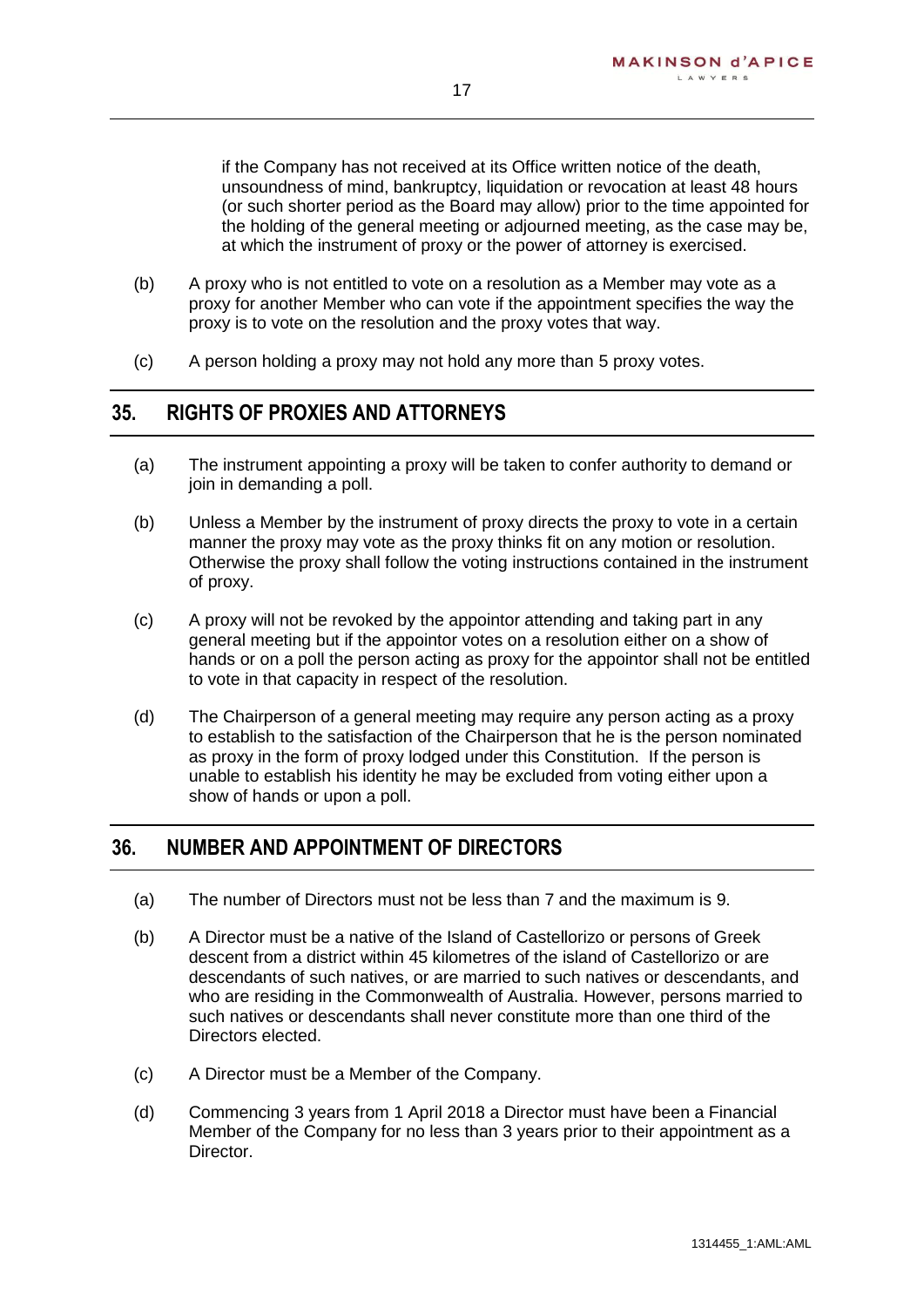if the Company has not received at its Office written notice of the death, unsoundness of mind, bankruptcy, liquidation or revocation at least 48 hours (or such shorter period as the Board may allow) prior to the time appointed for the holding of the general meeting or adjourned meeting, as the case may be, at which the instrument of proxy or the power of attorney is exercised.

(b) A proxy who is not entitled to vote on a resolution as a Member may vote as a proxy for another Member who can vote if the appointment specifies the way the proxy is to vote on the resolution and the proxy votes that way.

(c) A person holding a proxy may not hold any more than 5 proxy votes.

## 35. RIGHTS OF PROXIES AND ATTORNEYS

(a) The instrument appointing a proxy will be taken to confer authority to demand or join in demanding a poll.

(b) Unless a Member by the instrument of proxy directs the proxy to vote in a certain manner the proxy may vote as the proxy thinks fit on any motion or resolution. Otherwise the proxy shall follow the voting instructions contained in the instrument of proxy.

(c) A proxy will not be revoked by the appointor attending and taking part in any general meeting but if the appointor votes on a resolution either on a show of hands or on a poll the person acting as proxy for the appointor shall not be entitled to vote in that capacity in respect of the resolution.

(d) The Chairperson of a general meeting may require any person acting as a proxy to establish to the satisfaction of the Chairperson that he is the person nominated as proxy in the form of proxy lodged under this Constitution. If the person is unable to establish his identity he may be excluded from voting either upon a show of hands or upon a poll.

## 36. NUMBER AND APPOINTMENT OF DIRECTORS

(a) The number of Directors must not be less than 7 and the maximum is 9.

(b) A Director must be a native of the Island of Castellorizo or persons of Greek descent from a district within 45 kilometres of the island of Castellorizo or are descendants of such natives, or are married to such natives or descendants, and who are residing in the Commonwealth of Australia. However, persons married to such natives or descendants shall never constitute more than one third of the Directors elected.

(c) A Director must be a Member of the Company.

(d) Commencing 3 years from 1 April 2018 a Director must have been a Financial Member of the Company for no less than 3 years prior to their appointment as a Director.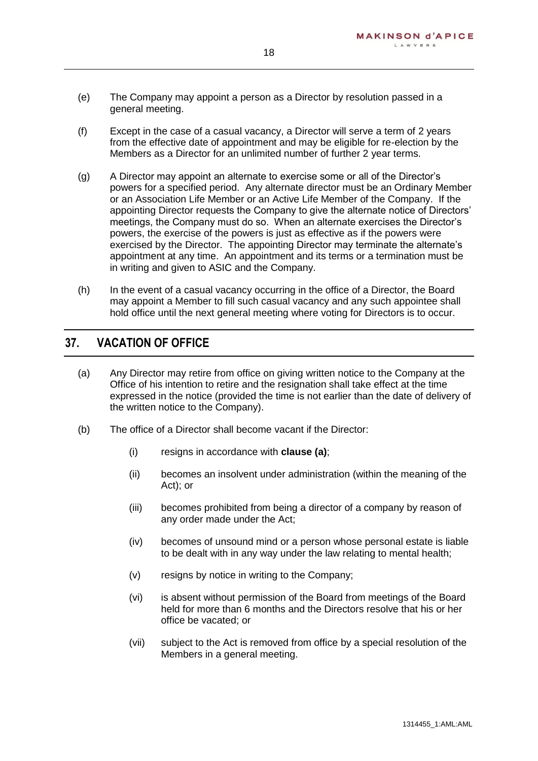(e) The Company may appoint a person as a Director by resolution passed in a general meeting.

(f) Except in the case of a casual vacancy, a Director will serve a term of 2 years from the effective date of appointment and may be eligible for re-election by the Members as a Director for an unlimited number of further 2 year terms.

(g) A Director may appoint an alternate to exercise some or all of the Director's powers for a specified period. Any alternate director must be an Ordinary Member or an Association Life Member or an Active Life Member of the Company. If the appointing Director requests the Company to give the alternate notice of Directors' meetings, the Company must do so. When an alternate exercises the Director's powers, the exercise of the powers is just as effective as if the powers were exercised by the Director. The appointing Director may terminate the alternate's appointment at any time. An appointment and its terms or a termination must be in writing and given to ASIC and the Company.

(h) In the event of a casual vacancy occurring in the office of a Director, the Board may appoint a Member to fill such casual vacancy and any such appointee shall hold office until the next general meeting where voting for Directors is to occur.

## 37. VACATION OF OFFICE

(a) Any Director may retire from office on giving written notice to the Company at the Office of his intention to retire and the resignation shall take effect at the time expressed in the notice (provided the time is not earlier than the date of delivery of the written notice to the Company).

(b) The office of a Director shall become vacant if the Director:

(i) resigns in accordance with **clause (a)**;

(ii) becomes an insolvent under administration (within the meaning of the Act); or

(iii) becomes prohibited from being a director of a company by reason of any order made under the Act;

(iv) becomes of unsound mind or a person whose personal estate is liable to be dealt with in any way under the law relating to mental health;

(v) resigns by notice in writing to the Company;

(vi) is absent without permission of the Board from meetings of the Board held for more than 6 months and the Directors resolve that his or her office be vacated; or

(vii) subject to the Act is removed from office by a special resolution of the Members in a general meeting.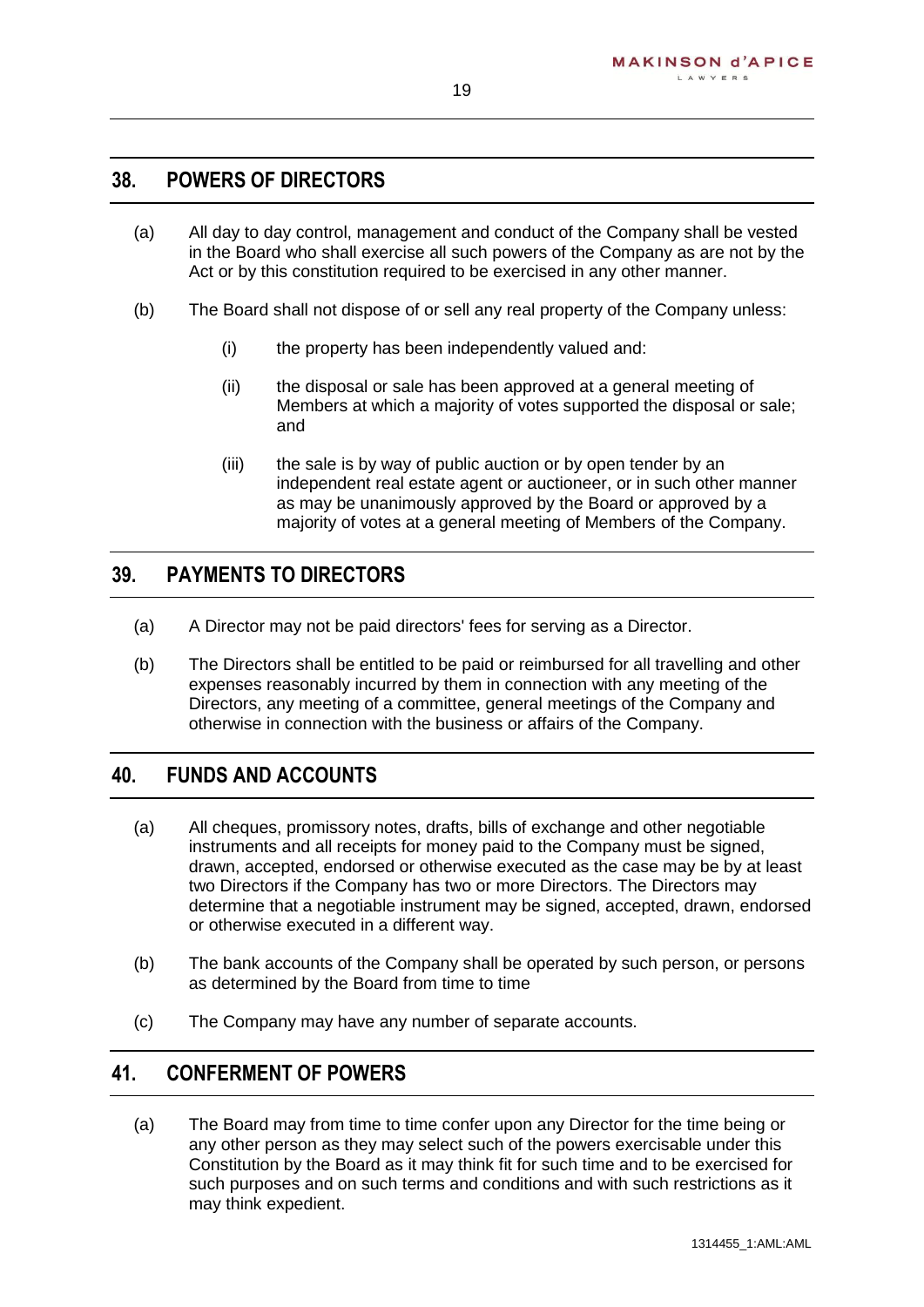## 38. POWERS OF DIRECTORS

(a) All day to day control, management and conduct of the Company shall be vested in the Board who shall exercise all such powers of the Company as are not by the Act or by this constitution required to be exercised in any other manner.

(b) The Board shall not dispose of or sell any real property of the Company unless:

   (i) the property has been independently valued and:

   (ii) the disposal or sale has been approved at a general meeting of Members at which a majority of votes supported the disposal or sale; and

   (iii) the sale is by way of public auction or by open tender by an independent real estate agent or auctioneer, or in such other manner as may be unanimously approved by the Board or approved by a majority of votes at a general meeting of Members of the Company.

## 39. PAYMENTS TO DIRECTORS

(a) A Director may not be paid directors' fees for serving as a Director.

(b) The Directors shall be entitled to be paid or reimbursed for all travelling and other expenses reasonably incurred by them in connection with any meeting of the Directors, any meeting of a committee, general meetings of the Company and otherwise in connection with the business or affairs of the Company.

## 40. FUNDS AND ACCOUNTS

(a) All cheques, promissory notes, drafts, bills of exchange and other negotiable instruments and all receipts for money paid to the Company must be signed, drawn, accepted, endorsed or otherwise executed as the case may be by at least two Directors if the Company has two or more Directors. The Directors may determine that a negotiable instrument may be signed, accepted, drawn, endorsed or otherwise executed in a different way.

(b) The bank accounts of the Company shall be operated by such person, or persons as determined by the Board from time to time

(c) The Company may have any number of separate accounts.

## 41. CONFERMENT OF POWERS

(a) The Board may from time to time confer upon any Director for the time being or any other person as they may select such of the powers exercisable under this Constitution by the Board as it may think fit for such time and to be exercised for such purposes and on such terms and conditions and with such restrictions as it may think expedient.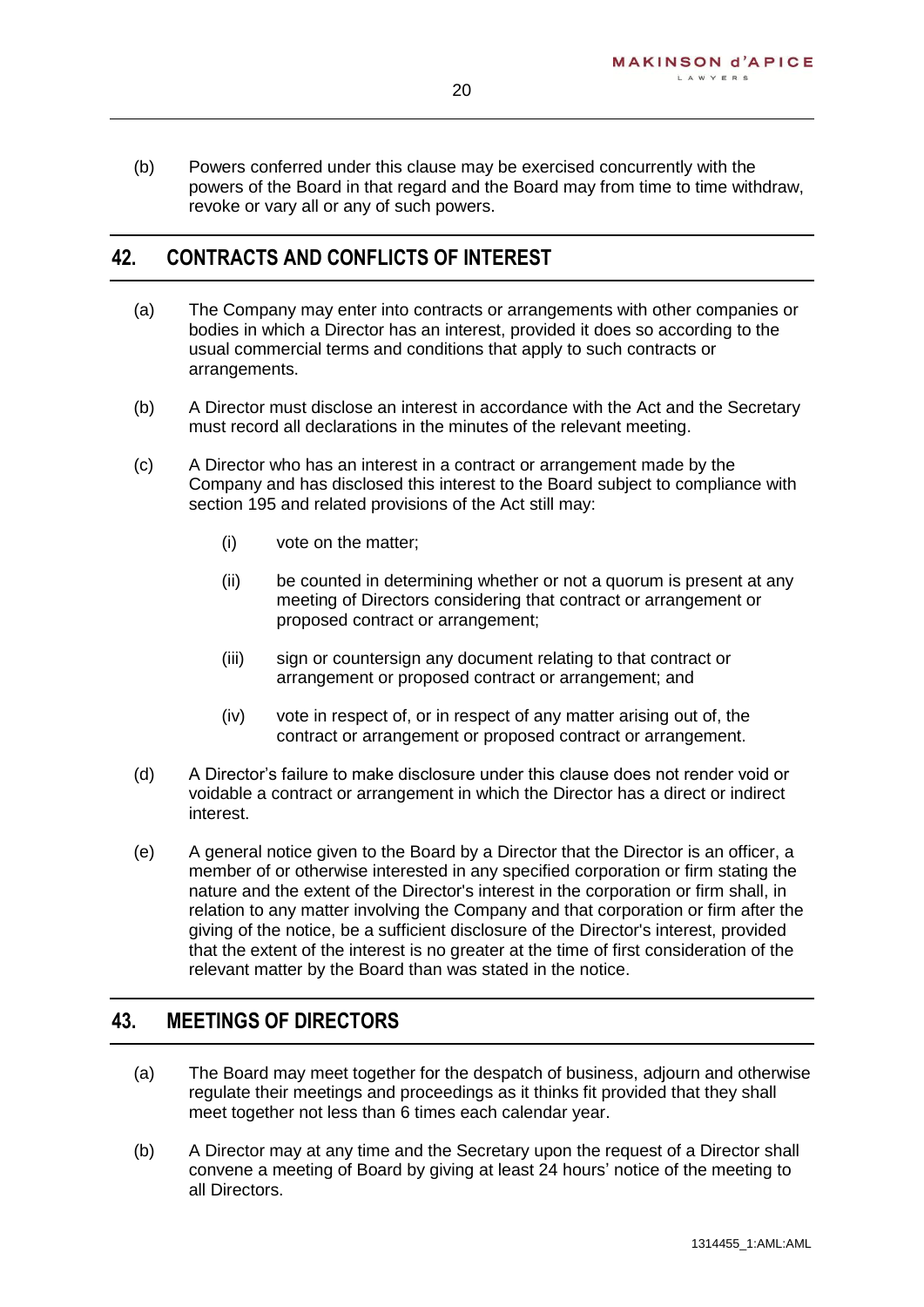(b) Powers conferred under this clause may be exercised concurrently with the powers of the Board in that regard and the Board may from time to time withdraw, revoke or vary all or any of such powers.

## 42. CONTRACTS AND CONFLICTS OF INTEREST

(a) The Company may enter into contracts or arrangements with other companies or bodies in which a Director has an interest, provided it does so according to the usual commercial terms and conditions that apply to such contracts or arrangements.

(b) A Director must disclose an interest in accordance with the Act and the Secretary must record all declarations in the minutes of the relevant meeting.

(c) A Director who has an interest in a contract or arrangement made by the Company and has disclosed this interest to the Board subject to compliance with section 195 and related provisions of the Act still may:

  (i) vote on the matter;

  (ii) be counted in determining whether or not a quorum is present at any meeting of Directors considering that contract or arrangement or proposed contract or arrangement;

  (iii) sign or countersign any document relating to that contract or arrangement or proposed contract or arrangement; and

  (iv) vote in respect of, or in respect of any matter arising out of, the contract or arrangement or proposed contract or arrangement.

(d) A Director's failure to make disclosure under this clause does not render void or voidable a contract or arrangement in which the Director has a direct or indirect interest.

(e) A general notice given to the Board by a Director that the Director is an officer, a member of or otherwise interested in any specified corporation or firm stating the nature and the extent of the Director's interest in the corporation or firm shall, in relation to any matter involving the Company and that corporation or firm after the giving of the notice, be a sufficient disclosure of the Director's interest, provided that the extent of the interest is no greater at the time of first consideration of the relevant matter by the Board than was stated in the notice.

## 43. MEETINGS OF DIRECTORS

(a) The Board may meet together for the despatch of business, adjourn and otherwise regulate their meetings and proceedings as it thinks fit provided that they shall meet together not less than 6 times each calendar year.

(b) A Director may at any time and the Secretary upon the request of a Director shall convene a meeting of Board by giving at least 24 hours' notice of the meeting to all Directors.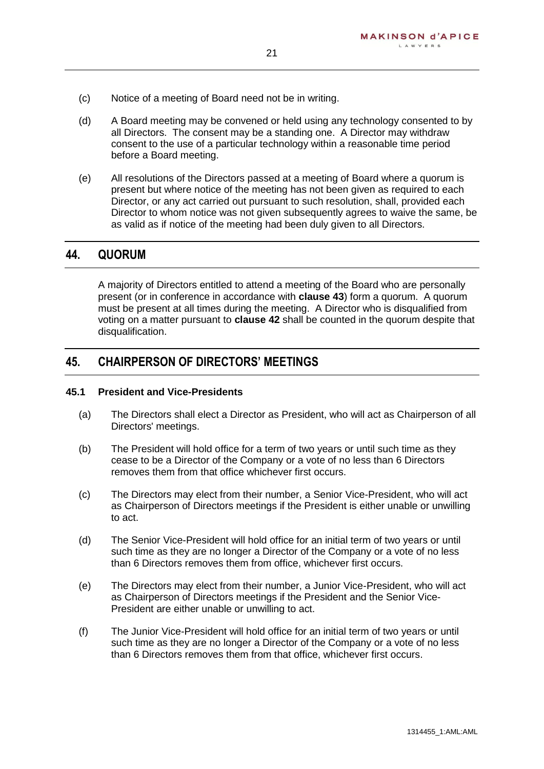(c) Notice of a meeting of Board need not be in writing.

(d) A Board meeting may be convened or held using any technology consented to by all Directors. The consent may be a standing one. A Director may withdraw consent to the use of a particular technology within a reasonable time period before a Board meeting.

(e) All resolutions of the Directors passed at a meeting of Board where a quorum is present but where notice of the meeting has not been given as required to each Director, or any act carried out pursuant to such resolution, shall, provided each Director to whom notice was not given subsequently agrees to waive the same, be as valid as if notice of the meeting had been duly given to all Directors.

## 44. QUORUM

A majority of Directors entitled to attend a meeting of the Board who are personally present (or in conference in accordance with **clause 43**) form a quorum. A quorum must be present at all times during the meeting. A Director who is disqualified from voting on a matter pursuant to **clause 42** shall be counted in the quorum despite that disqualification.

## 45. CHAIRPERSON OF DIRECTORS' MEETINGS

### 45.1 President and Vice-Presidents

(a) The Directors shall elect a Director as President, who will act as Chairperson of all Directors' meetings.

(b) The President will hold office for a term of two years or until such time as they cease to be a Director of the Company or a vote of no less than 6 Directors removes them from that office whichever first occurs.

(c) The Directors may elect from their number, a Senior Vice-President, who will act as Chairperson of Directors meetings if the President is either unable or unwilling to act.

(d) The Senior Vice-President will hold office for an initial term of two years or until such time as they are no longer a Director of the Company or a vote of no less than 6 Directors removes them from office, whichever first occurs.

(e) The Directors may elect from their number, a Junior Vice-President, who will act as Chairperson of Directors meetings if the President and the Senior Vice-President are either unable or unwilling to act.

(f) The Junior Vice-President will hold office for an initial term of two years or until such time as they are no longer a Director of the Company or a vote of no less than 6 Directors removes them from that office, whichever first occurs.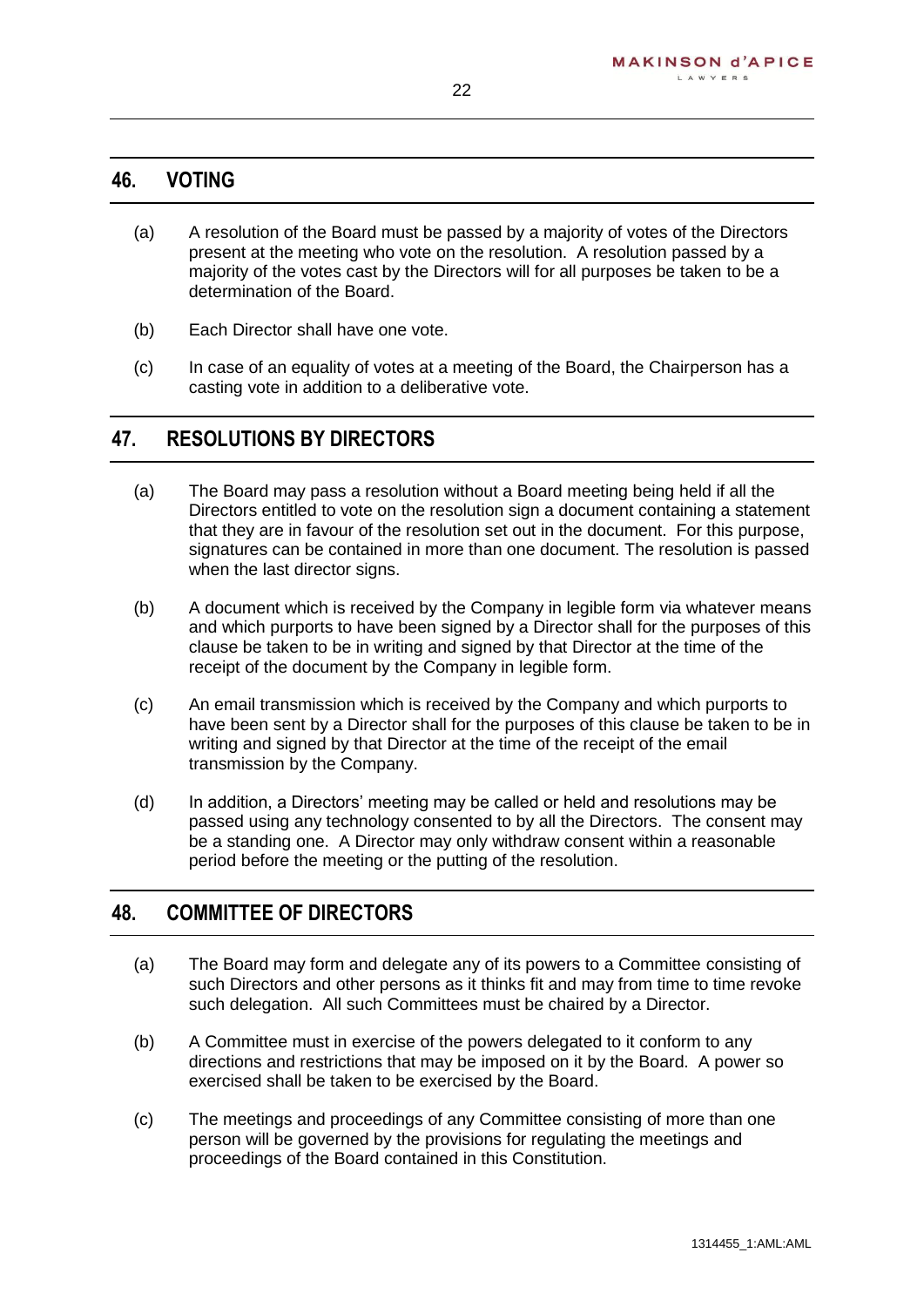## 46. VOTING

(a) A resolution of the Board must be passed by a majority of votes of the Directors present at the meeting who vote on the resolution. A resolution passed by a majority of the votes cast by the Directors will for all purposes be taken to be a determination of the Board.

(b) Each Director shall have one vote.

(c) In case of an equality of votes at a meeting of the Board, the Chairperson has a casting vote in addition to a deliberative vote.

## 47. RESOLUTIONS BY DIRECTORS

(a) The Board may pass a resolution without a Board meeting being held if all the Directors entitled to vote on the resolution sign a document containing a statement that they are in favour of the resolution set out in the document. For this purpose, signatures can be contained in more than one document. The resolution is passed when the last director signs.

(b) A document which is received by the Company in legible form via whatever means and which purports to have been signed by a Director shall for the purposes of this clause be taken to be in writing and signed by that Director at the time of the receipt of the document by the Company in legible form.

(c) An email transmission which is received by the Company and which purports to have been sent by a Director shall for the purposes of this clause be taken to be in writing and signed by that Director at the time of the receipt of the email transmission by the Company.

(d) In addition, a Directors' meeting may be called or held and resolutions may be passed using any technology consented to by all the Directors. The consent may be a standing one. A Director may only withdraw consent within a reasonable period before the meeting or the putting of the resolution.

## 48. COMMITTEE OF DIRECTORS

(a) The Board may form and delegate any of its powers to a Committee consisting of such Directors and other persons as it thinks fit and may from time to time revoke such delegation. All such Committees must be chaired by a Director.

(b) A Committee must in exercise of the powers delegated to it conform to any directions and restrictions that may be imposed on it by the Board. A power so exercised shall be taken to be exercised by the Board.

(c) The meetings and proceedings of any Committee consisting of more than one person will be governed by the provisions for regulating the meetings and proceedings of the Board contained in this Constitution.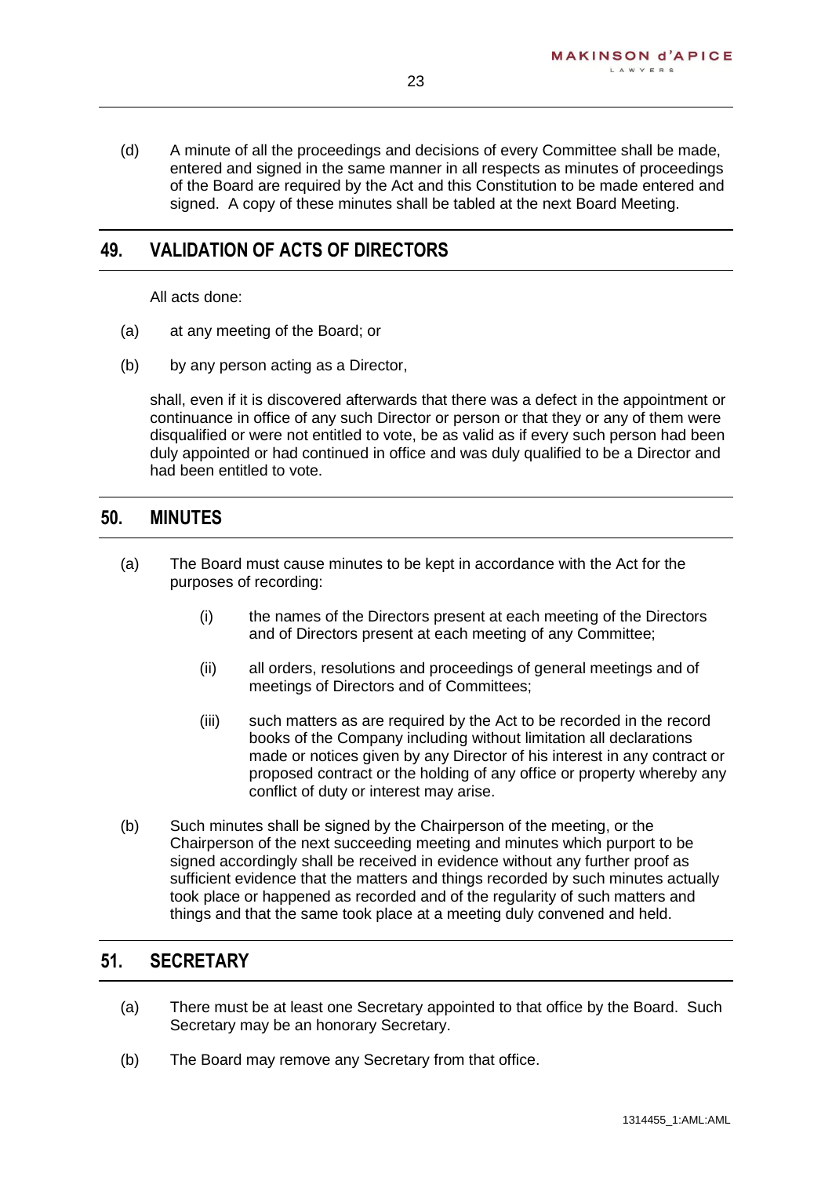(d) A minute of all the proceedings and decisions of every Committee shall be made, entered and signed in the same manner in all respects as minutes of proceedings of the Board are required by the Act and this Constitution to be made entered and signed. A copy of these minutes shall be tabled at the next Board Meeting.

## 49. VALIDATION OF ACTS OF DIRECTORS

All acts done:

(a) at any meeting of the Board; or

(b) by any person acting as a Director,

shall, even if it is discovered afterwards that there was a defect in the appointment or continuance in office of any such Director or person or that they or any of them were disqualified or were not entitled to vote, be as valid as if every such person had been duly appointed or had continued in office and was duly qualified to be a Director and had been entitled to vote.

## 50. MINUTES

(a) The Board must cause minutes to be kept in accordance with the Act for the purposes of recording:

   (i) the names of the Directors present at each meeting of the Directors and of Directors present at each meeting of any Committee;

   (ii) all orders, resolutions and proceedings of general meetings and of meetings of Directors and of Committees;

   (iii) such matters as are required by the Act to be recorded in the record books of the Company including without limitation all declarations made or notices given by any Director of his interest in any contract or proposed contract or the holding of any office or property whereby any conflict of duty or interest may arise.

(b) Such minutes shall be signed by the Chairperson of the meeting, or the Chairperson of the next succeeding meeting and minutes which purport to be signed accordingly shall be received in evidence without any further proof as sufficient evidence that the matters and things recorded by such minutes actually took place or happened as recorded and of the regularity of such matters and things and that the same took place at a meeting duly convened and held.

## 51. SECRETARY

(a) There must be at least one Secretary appointed to that office by the Board. Such Secretary may be an honorary Secretary.

(b) The Board may remove any Secretary from that office.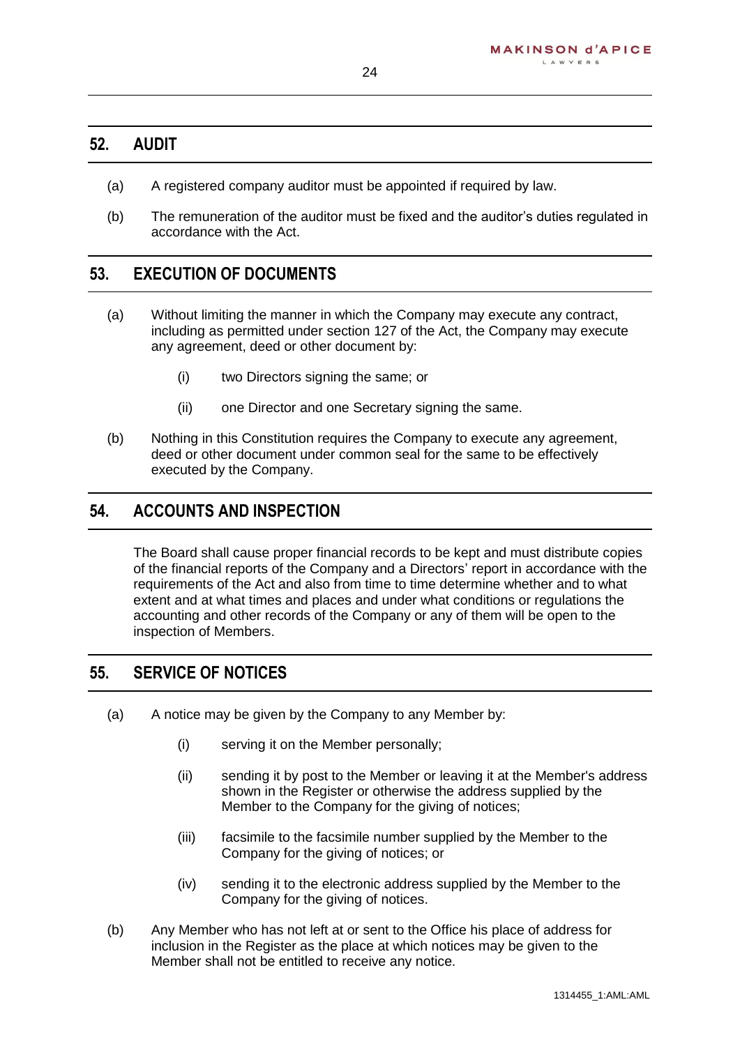## 52. AUDIT

(a) A registered company auditor must be appointed if required by law.

(b) The remuneration of the auditor must be fixed and the auditor's duties regulated in accordance with the Act.

## 53. EXECUTION OF DOCUMENTS

(a) Without limiting the manner in which the Company may execute any contract, including as permitted under section 127 of the Act, the Company may execute any agreement, deed or other document by:

  (i) two Directors signing the same; or

  (ii) one Director and one Secretary signing the same.

(b) Nothing in this Constitution requires the Company to execute any agreement, deed or other document under common seal for the same to be effectively executed by the Company.

## 54. ACCOUNTS AND INSPECTION

The Board shall cause proper financial records to be kept and must distribute copies of the financial reports of the Company and a Directors' report in accordance with the requirements of the Act and also from time to time determine whether and to what extent and at what times and places and under what conditions or regulations the accounting and other records of the Company or any of them will be open to the inspection of Members.

## 55. SERVICE OF NOTICES

(a) A notice may be given by the Company to any Member by:

  (i) serving it on the Member personally;

  (ii) sending it by post to the Member or leaving it at the Member's address shown in the Register or otherwise the address supplied by the Member to the Company for the giving of notices;

  (iii) facsimile to the facsimile number supplied by the Member to the Company for the giving of notices; or

  (iv) sending it to the electronic address supplied by the Member to the Company for the giving of notices.

(b) Any Member who has not left at or sent to the Office his place of address for inclusion in the Register as the place at which notices may be given to the Member shall not be entitled to receive any notice.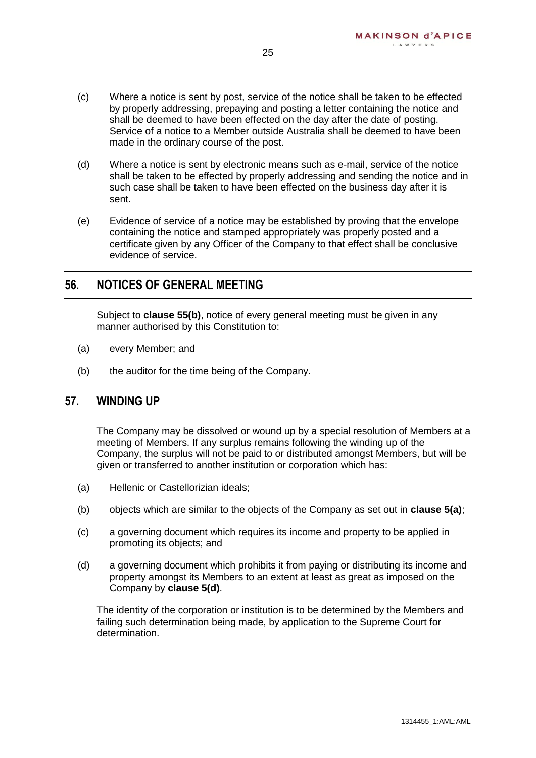(c) Where a notice is sent by post, service of the notice shall be taken to be effected by properly addressing, prepaying and posting a letter containing the notice and shall be deemed to have been effected on the day after the date of posting. Service of a notice to a Member outside Australia shall be deemed to have been made in the ordinary course of the post.

(d) Where a notice is sent by electronic means such as e-mail, service of the notice shall be taken to be effected by properly addressing and sending the notice and in such case shall be taken to have been effected on the business day after it is sent.

(e) Evidence of service of a notice may be established by proving that the envelope containing the notice and stamped appropriately was properly posted and a certificate given by any Officer of the Company to that effect shall be conclusive evidence of service.

## 56. NOTICES OF GENERAL MEETING

Subject to **clause 55(b)**, notice of every general meeting must be given in any manner authorised by this Constitution to:

(a) every Member; and

(b) the auditor for the time being of the Company.

## 57. WINDING UP

The Company may be dissolved or wound up by a special resolution of Members at a meeting of Members. If any surplus remains following the winding up of the Company, the surplus will not be paid to or distributed amongst Members, but will be given or transferred to another institution or corporation which has:

(a) Hellenic or Castellorizian ideals;

(b) objects which are similar to the objects of the Company as set out in **clause 5(a)**;

(c) a governing document which requires its income and property to be applied in promoting its objects; and

(d) a governing document which prohibits it from paying or distributing its income and property amongst its Members to an extent at least as great as imposed on the Company by **clause 5(d)**.

The identity of the corporation or institution is to be determined by the Members and failing such determination being made, by application to the Supreme Court for determination.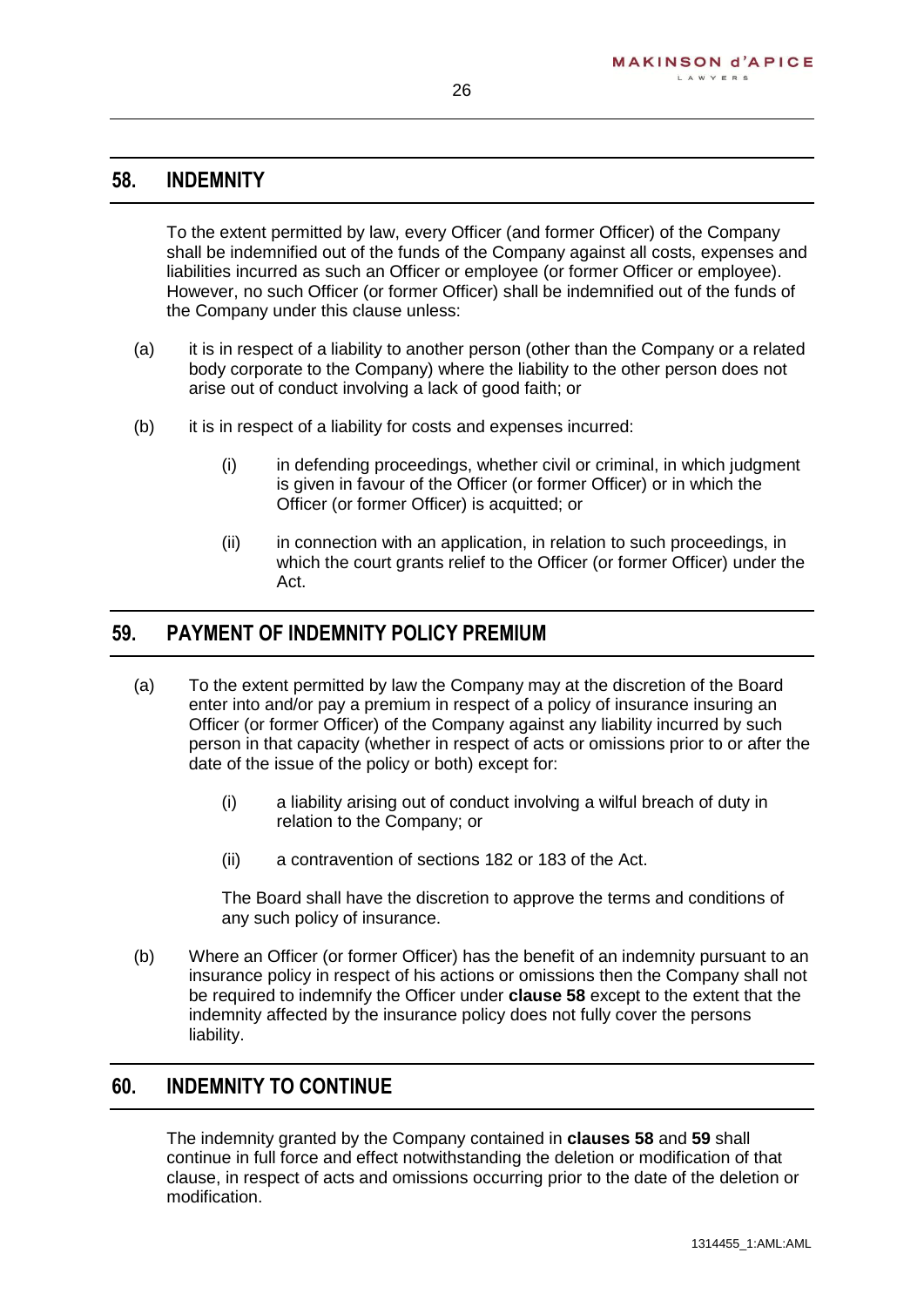## 58. INDEMNITY

To the extent permitted by law, every Officer (and former Officer) of the Company shall be indemnified out of the funds of the Company against all costs, expenses and liabilities incurred as such an Officer or employee (or former Officer or employee). However, no such Officer (or former Officer) shall be indemnified out of the funds of the Company under this clause unless:

(a) it is in respect of a liability to another person (other than the Company or a related body corporate to the Company) where the liability to the other person does not arise out of conduct involving a lack of good faith; or

(b) it is in respect of a liability for costs and expenses incurred:

(i) in defending proceedings, whether civil or criminal, in which judgment is given in favour of the Officer (or former Officer) or in which the Officer (or former Officer) is acquitted; or

(ii) in connection with an application, in relation to such proceedings, in which the court grants relief to the Officer (or former Officer) under the Act.

## 59. PAYMENT OF INDEMNITY POLICY PREMIUM

(a) To the extent permitted by law the Company may at the discretion of the Board enter into and/or pay a premium in respect of a policy of insurance insuring an Officer (or former Officer) of the Company against any liability incurred by such person in that capacity (whether in respect of acts or omissions prior to or after the date of the issue of the policy or both) except for:

(i) a liability arising out of conduct involving a wilful breach of duty in relation to the Company; or

(ii) a contravention of sections 182 or 183 of the Act.

The Board shall have the discretion to approve the terms and conditions of any such policy of insurance.

(b) Where an Officer (or former Officer) has the benefit of an indemnity pursuant to an insurance policy in respect of his actions or omissions then the Company shall not be required to indemnify the Officer under **clause 58** except to the extent that the indemnity affected by the insurance policy does not fully cover the persons liability.

## 60. INDEMNITY TO CONTINUE

The indemnity granted by the Company contained in **clauses 58** and **59** shall continue in full force and effect notwithstanding the deletion or modification of that clause, in respect of acts and omissions occurring prior to the date of the deletion or modification.